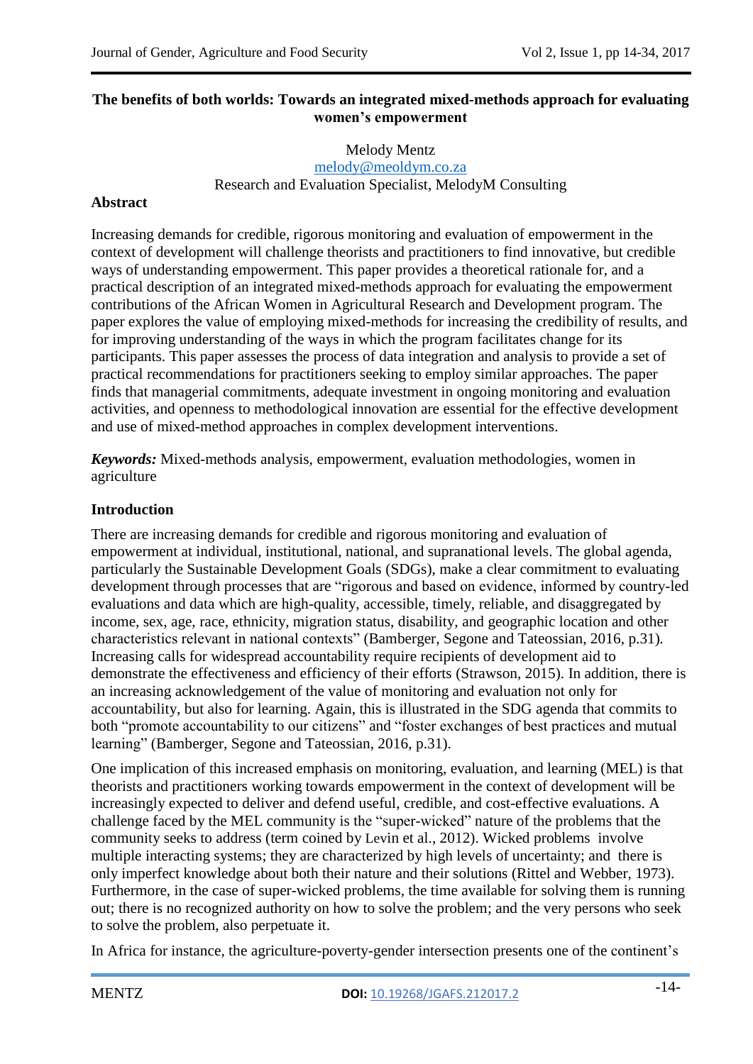# The benefits of both worlds: Towards an integrated mixed-methods approach for evaluating women's empowerment

Melody Mentz
melody@meoldym.co.za
Research and Evaluation Specialist, MelodyM Consulting

## Abstract

Increasing demands for credible, rigorous monitoring and evaluation of empowerment in the context of development will challenge theorists and practitioners to find innovative, but credible ways of understanding empowerment. This paper provides a theoretical rationale for, and a practical description of an integrated mixed-methods approach for evaluating the empowerment contributions of the African Women in Agricultural Research and Development program. The paper explores the value of employing mixed-methods for increasing the credibility of results, and for improving understanding of the ways in which the program facilitates change for its participants. This paper assesses the process of data integration and analysis to provide a set of practical recommendations for practitioners seeking to employ similar approaches. The paper finds that managerial commitments, adequate investment in ongoing monitoring and evaluation activities, and openness to methodological innovation are essential for the effective development and use of mixed-method approaches in complex development interventions.

***Keywords:*** Mixed-methods analysis, empowerment, evaluation methodologies, women in agriculture

## Introduction

There are increasing demands for credible and rigorous monitoring and evaluation of empowerment at individual, institutional, national, and supranational levels. The global agenda, particularly the Sustainable Development Goals (SDGs), make a clear commitment to evaluating development through processes that are "rigorous and based on evidence, informed by country-led evaluations and data which are high-quality, accessible, timely, reliable, and disaggregated by income, sex, age, race, ethnicity, migration status, disability, and geographic location and other characteristics relevant in national contexts" (Bamberger, Segone and Tateossian, 2016, p.31). Increasing calls for widespread accountability require recipients of development aid to demonstrate the effectiveness and efficiency of their efforts (Strawson, 2015). In addition, there is an increasing acknowledgement of the value of monitoring and evaluation not only for accountability, but also for learning. Again, this is illustrated in the SDG agenda that commits to both "promote accountability to our citizens" and "foster exchanges of best practices and mutual learning" (Bamberger, Segone and Tateossian, 2016, p.31).

One implication of this increased emphasis on monitoring, evaluation, and learning (MEL) is that theorists and practitioners working towards empowerment in the context of development will be increasingly expected to deliver and defend useful, credible, and cost-effective evaluations. A challenge faced by the MEL community is the "super-wicked" nature of the problems that the community seeks to address (term coined by Levin et al., 2012). Wicked problems involve multiple interacting systems; they are characterized by high levels of uncertainty; and there is only imperfect knowledge about both their nature and their solutions (Rittel and Webber, 1973). Furthermore, in the case of super-wicked problems, the time available for solving them is running out; there is no recognized authority on how to solve the problem; and the very persons who seek to solve the problem, also perpetuate it.

In Africa for instance, the agriculture-poverty-gender intersection presents one of the continent's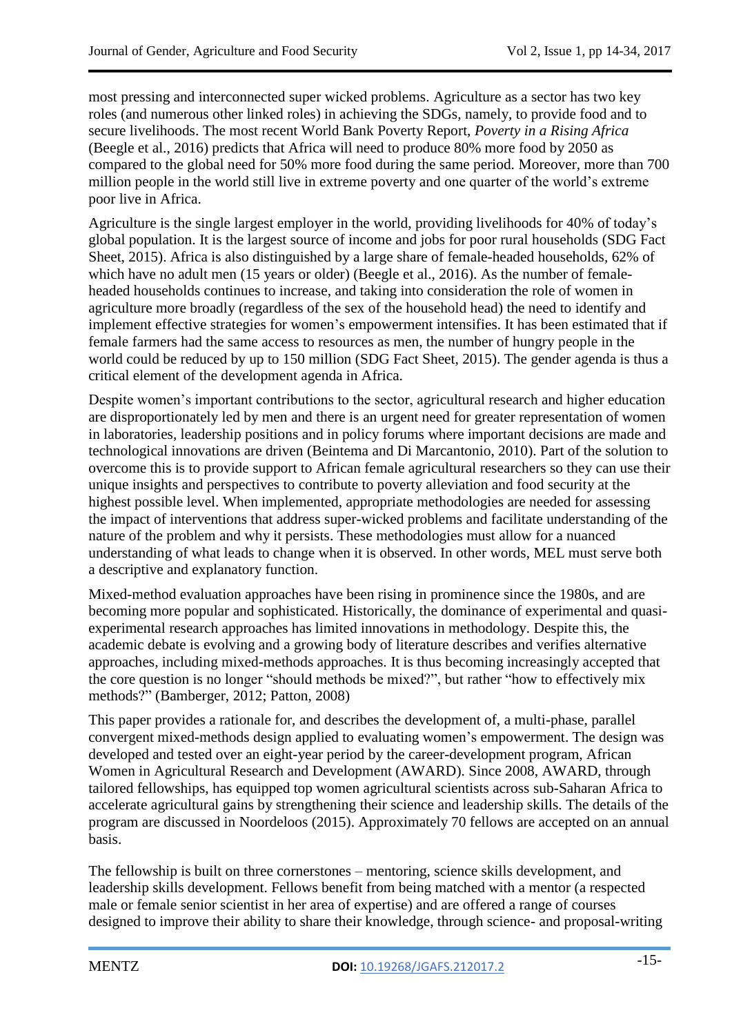most pressing and interconnected super wicked problems. Agriculture as a sector has two key roles (and numerous other linked roles) in achieving the SDGs, namely, to provide food and to secure livelihoods. The most recent World Bank Poverty Report, *Poverty in a Rising Africa* (Beegle et al., 2016) predicts that Africa will need to produce 80% more food by 2050 as compared to the global need for 50% more food during the same period. Moreover, more than 700 million people in the world still live in extreme poverty and one quarter of the world's extreme poor live in Africa.

Agriculture is the single largest employer in the world, providing livelihoods for 40% of today's global population. It is the largest source of income and jobs for poor rural households (SDG Fact Sheet, 2015). Africa is also distinguished by a large share of female-headed households, 62% of which have no adult men (15 years or older) (Beegle et al., 2016). As the number of female-headed households continues to increase, and taking into consideration the role of women in agriculture more broadly (regardless of the sex of the household head) the need to identify and implement effective strategies for women's empowerment intensifies. It has been estimated that if female farmers had the same access to resources as men, the number of hungry people in the world could be reduced by up to 150 million (SDG Fact Sheet, 2015). The gender agenda is thus a critical element of the development agenda in Africa.

Despite women's important contributions to the sector, agricultural research and higher education are disproportionately led by men and there is an urgent need for greater representation of women in laboratories, leadership positions and in policy forums where important decisions are made and technological innovations are driven (Beintema and Di Marcantonio, 2010). Part of the solution to overcome this is to provide support to African female agricultural researchers so they can use their unique insights and perspectives to contribute to poverty alleviation and food security at the highest possible level. When implemented, appropriate methodologies are needed for assessing the impact of interventions that address super-wicked problems and facilitate understanding of the nature of the problem and why it persists. These methodologies must allow for a nuanced understanding of what leads to change when it is observed. In other words, MEL must serve both a descriptive and explanatory function.

Mixed-method evaluation approaches have been rising in prominence since the 1980s, and are becoming more popular and sophisticated. Historically, the dominance of experimental and quasi-experimental research approaches has limited innovations in methodology. Despite this, the academic debate is evolving and a growing body of literature describes and verifies alternative approaches, including mixed-methods approaches. It is thus becoming increasingly accepted that the core question is no longer "should methods be mixed?", but rather "how to effectively mix methods?" (Bamberger, 2012; Patton, 2008)

This paper provides a rationale for, and describes the development of, a multi-phase, parallel convergent mixed-methods design applied to evaluating women's empowerment. The design was developed and tested over an eight-year period by the career-development program, African Women in Agricultural Research and Development (AWARD). Since 2008, AWARD, through tailored fellowships, has equipped top women agricultural scientists across sub-Saharan Africa to accelerate agricultural gains by strengthening their science and leadership skills. The details of the program are discussed in Noordeloos (2015). Approximately 70 fellows are accepted on an annual basis.

The fellowship is built on three cornerstones – mentoring, science skills development, and leadership skills development. Fellows benefit from being matched with a mentor (a respected male or female senior scientist in her area of expertise) and are offered a range of courses designed to improve their ability to share their knowledge, through science- and proposal-writing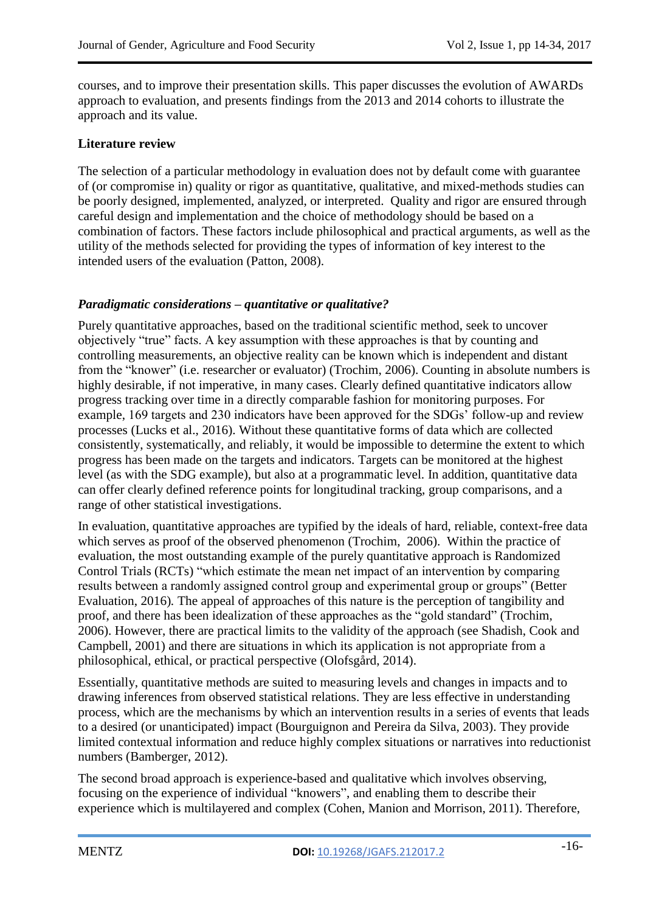courses, and to improve their presentation skills. This paper discusses the evolution of AWARDs approach to evaluation, and presents findings from the 2013 and 2014 cohorts to illustrate the approach and its value.

## Literature review

The selection of a particular methodology in evaluation does not by default come with guarantee of (or compromise in) quality or rigor as quantitative, qualitative, and mixed-methods studies can be poorly designed, implemented, analyzed, or interpreted. Quality and rigor are ensured through careful design and implementation and the choice of methodology should be based on a combination of factors. These factors include philosophical and practical arguments, as well as the utility of the methods selected for providing the types of information of key interest to the intended users of the evaluation (Patton, 2008).

### *Paradigmatic considerations – quantitative or qualitative?*

Purely quantitative approaches, based on the traditional scientific method, seek to uncover objectively "true" facts. A key assumption with these approaches is that by counting and controlling measurements, an objective reality can be known which is independent and distant from the "knower" (i.e. researcher or evaluator) (Trochim, 2006). Counting in absolute numbers is highly desirable, if not imperative, in many cases. Clearly defined quantitative indicators allow progress tracking over time in a directly comparable fashion for monitoring purposes. For example, 169 targets and 230 indicators have been approved for the SDGs' follow-up and review processes (Lucks et al., 2016). Without these quantitative forms of data which are collected consistently, systematically, and reliably, it would be impossible to determine the extent to which progress has been made on the targets and indicators. Targets can be monitored at the highest level (as with the SDG example), but also at a programmatic level. In addition, quantitative data can offer clearly defined reference points for longitudinal tracking, group comparisons, and a range of other statistical investigations.

In evaluation, quantitative approaches are typified by the ideals of hard, reliable, context-free data which serves as proof of the observed phenomenon (Trochim, 2006). Within the practice of evaluation, the most outstanding example of the purely quantitative approach is Randomized Control Trials (RCTs) "which estimate the mean net impact of an intervention by comparing results between a randomly assigned control group and experimental group or groups" (Better Evaluation, 2016). The appeal of approaches of this nature is the perception of tangibility and proof, and there has been idealization of these approaches as the "gold standard" (Trochim, 2006). However, there are practical limits to the validity of the approach (see Shadish, Cook and Campbell, 2001) and there are situations in which its application is not appropriate from a philosophical, ethical, or practical perspective (Olofsgård, 2014).

Essentially, quantitative methods are suited to measuring levels and changes in impacts and to drawing inferences from observed statistical relations. They are less effective in understanding process, which are the mechanisms by which an intervention results in a series of events that leads to a desired (or unanticipated) impact (Bourguignon and Pereira da Silva, 2003). They provide limited contextual information and reduce highly complex situations or narratives into reductionist numbers (Bamberger, 2012).

The second broad approach is experience-based and qualitative which involves observing, focusing on the experience of individual "knowers", and enabling them to describe their experience which is multilayered and complex (Cohen, Manion and Morrison, 2011). Therefore,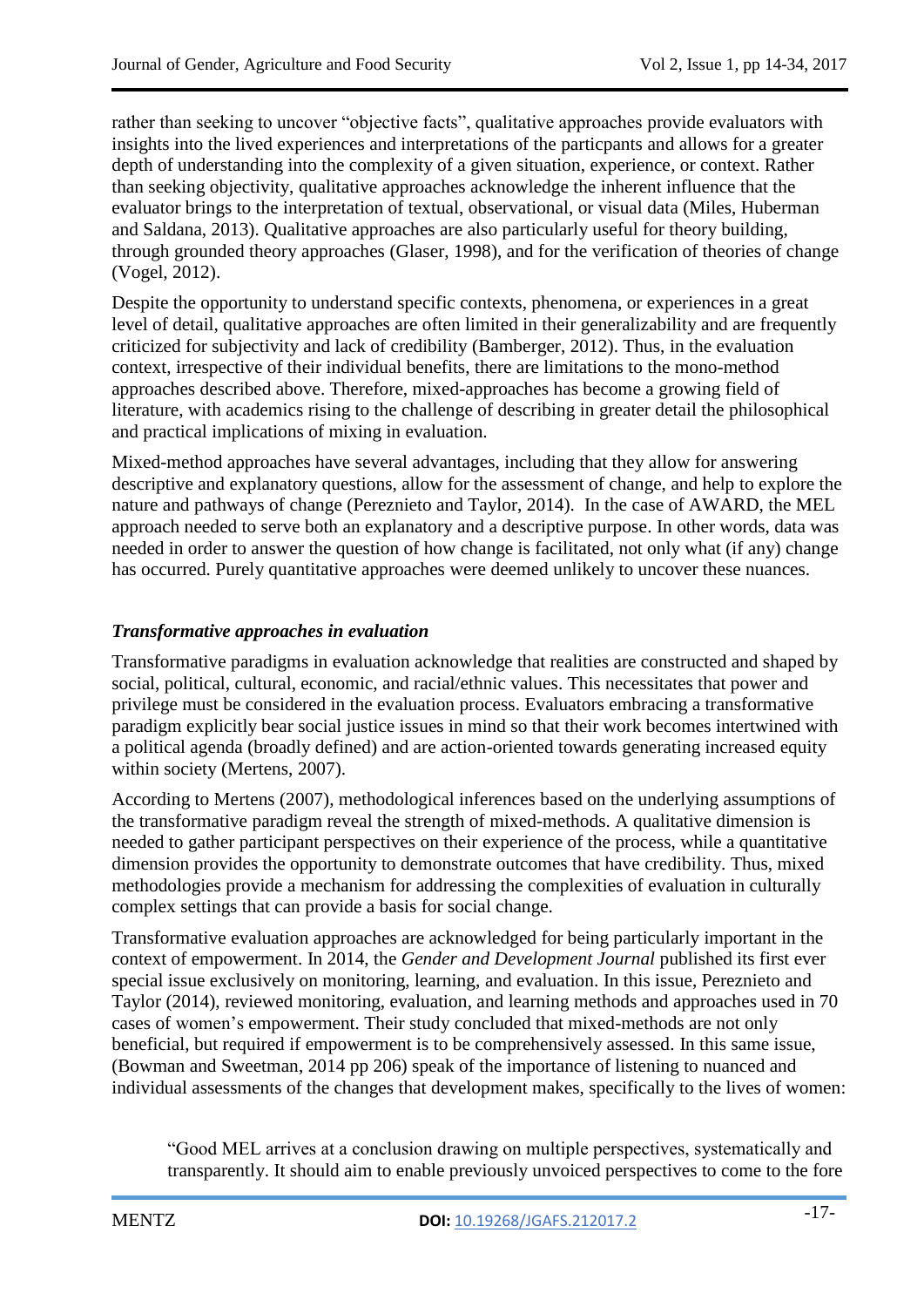rather than seeking to uncover "objective facts", qualitative approaches provide evaluators with insights into the lived experiences and interpretations of the particpants and allows for a greater depth of understanding into the complexity of a given situation, experience, or context. Rather than seeking objectivity, qualitative approaches acknowledge the inherent influence that the evaluator brings to the interpretation of textual, observational, or visual data (Miles, Huberman and Saldana, 2013). Qualitative approaches are also particularly useful for theory building, through grounded theory approaches (Glaser, 1998), and for the verification of theories of change (Vogel, 2012).

Despite the opportunity to understand specific contexts, phenomena, or experiences in a great level of detail, qualitative approaches are often limited in their generalizability and are frequently criticized for subjectivity and lack of credibility (Bamberger, 2012). Thus, in the evaluation context, irrespective of their individual benefits, there are limitations to the mono-method approaches described above. Therefore, mixed-approaches has become a growing field of literature, with academics rising to the challenge of describing in greater detail the philosophical and practical implications of mixing in evaluation.

Mixed-method approaches have several advantages, including that they allow for answering descriptive and explanatory questions, allow for the assessment of change, and help to explore the nature and pathways of change (Pereznieto and Taylor, 2014). In the case of AWARD, the MEL approach needed to serve both an explanatory and a descriptive purpose. In other words, data was needed in order to answer the question of how change is facilitated, not only what (if any) change has occurred. Purely quantitative approaches were deemed unlikely to uncover these nuances.

### *Transformative approaches in evaluation*

Transformative paradigms in evaluation acknowledge that realities are constructed and shaped by social, political, cultural, economic, and racial/ethnic values. This necessitates that power and privilege must be considered in the evaluation process. Evaluators embracing a transformative paradigm explicitly bear social justice issues in mind so that their work becomes intertwined with a political agenda (broadly defined) and are action-oriented towards generating increased equity within society (Mertens, 2007).

According to Mertens (2007), methodological inferences based on the underlying assumptions of the transformative paradigm reveal the strength of mixed-methods. A qualitative dimension is needed to gather participant perspectives on their experience of the process, while a quantitative dimension provides the opportunity to demonstrate outcomes that have credibility. Thus, mixed methodologies provide a mechanism for addressing the complexities of evaluation in culturally complex settings that can provide a basis for social change.

Transformative evaluation approaches are acknowledged for being particularly important in the context of empowerment. In 2014, the *Gender and Development Journal* published its first ever special issue exclusively on monitoring, learning, and evaluation. In this issue, Pereznieto and Taylor (2014), reviewed monitoring, evaluation, and learning methods and approaches used in 70 cases of women's empowerment. Their study concluded that mixed-methods are not only beneficial, but required if empowerment is to be comprehensively assessed. In this same issue, (Bowman and Sweetman, 2014 pp 206) speak of the importance of listening to nuanced and individual assessments of the changes that development makes, specifically to the lives of women:

> "Good MEL arrives at a conclusion drawing on multiple perspectives, systematically and transparently. It should aim to enable previously unvoiced perspectives to come to the fore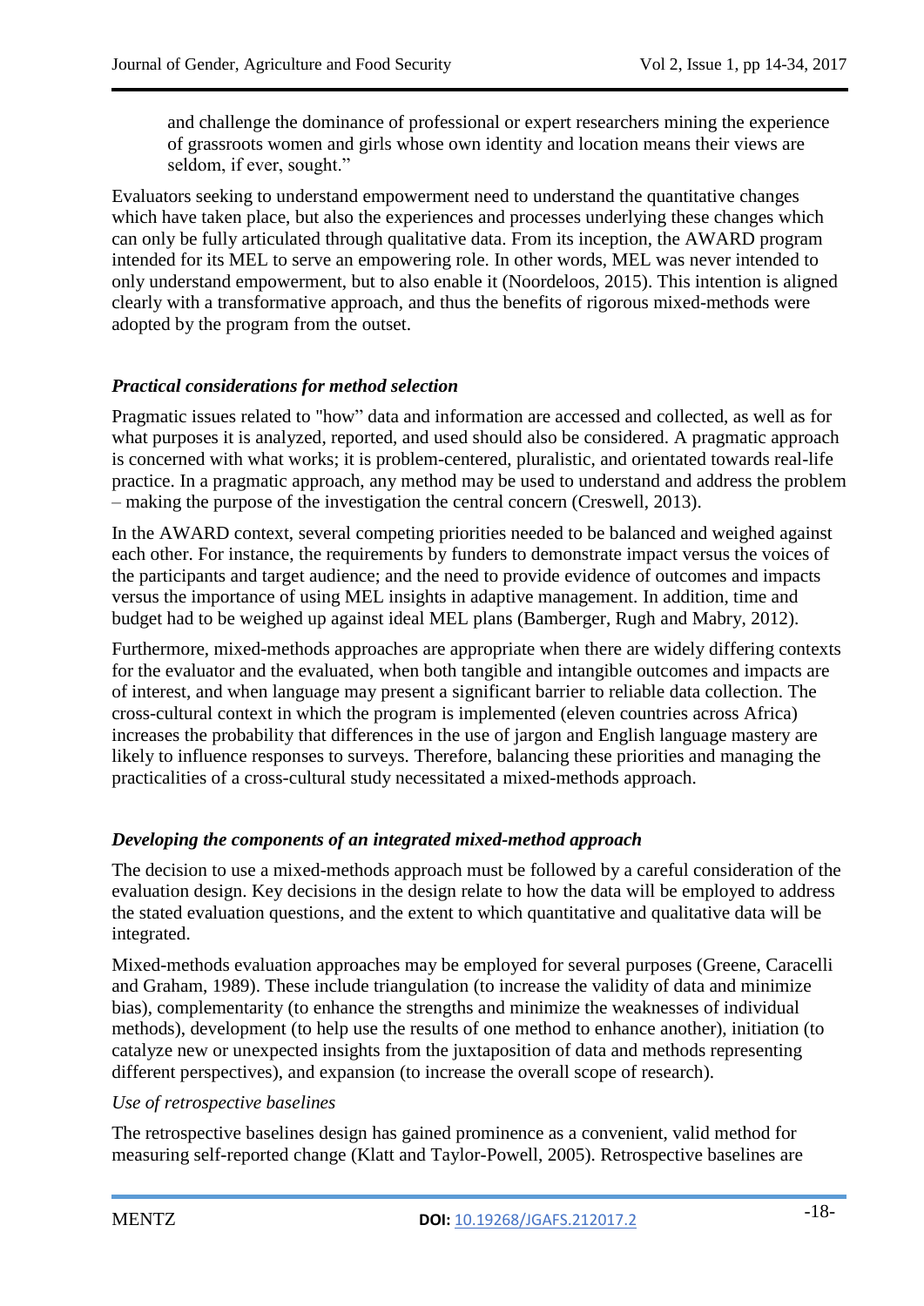> and challenge the dominance of professional or expert researchers mining the experience of grassroots women and girls whose own identity and location means their views are seldom, if ever, sought."

Evaluators seeking to understand empowerment need to understand the quantitative changes which have taken place, but also the experiences and processes underlying these changes which can only be fully articulated through qualitative data. From its inception, the AWARD program intended for its MEL to serve an empowering role. In other words, MEL was never intended to only understand empowerment, but to also enable it (Noordeloos, 2015). This intention is aligned clearly with a transformative approach, and thus the benefits of rigorous mixed-methods were adopted by the program from the outset.

### *Practical considerations for method selection*

Pragmatic issues related to "how" data and information are accessed and collected, as well as for what purposes it is analyzed, reported, and used should also be considered. A pragmatic approach is concerned with what works; it is problem-centered, pluralistic, and orientated towards real-life practice. In a pragmatic approach, any method may be used to understand and address the problem – making the purpose of the investigation the central concern (Creswell, 2013).

In the AWARD context, several competing priorities needed to be balanced and weighed against each other. For instance, the requirements by funders to demonstrate impact versus the voices of the participants and target audience; and the need to provide evidence of outcomes and impacts versus the importance of using MEL insights in adaptive management. In addition, time and budget had to be weighed up against ideal MEL plans (Bamberger, Rugh and Mabry, 2012).

Furthermore, mixed-methods approaches are appropriate when there are widely differing contexts for the evaluator and the evaluated, when both tangible and intangible outcomes and impacts are of interest, and when language may present a significant barrier to reliable data collection. The cross-cultural context in which the program is implemented (eleven countries across Africa) increases the probability that differences in the use of jargon and English language mastery are likely to influence responses to surveys. Therefore, balancing these priorities and managing the practicalities of a cross-cultural study necessitated a mixed-methods approach.

### *Developing the components of an integrated mixed-method approach*

The decision to use a mixed-methods approach must be followed by a careful consideration of the evaluation design. Key decisions in the design relate to how the data will be employed to address the stated evaluation questions, and the extent to which quantitative and qualitative data will be integrated.

Mixed-methods evaluation approaches may be employed for several purposes (Greene, Caracelli and Graham, 1989). These include triangulation (to increase the validity of data and minimize bias), complementarity (to enhance the strengths and minimize the weaknesses of individual methods), development (to help use the results of one method to enhance another), initiation (to catalyze new or unexpected insights from the juxtaposition of data and methods representing different perspectives), and expansion (to increase the overall scope of research).

*Use of retrospective baselines*

The retrospective baselines design has gained prominence as a convenient, valid method for measuring self-reported change (Klatt and Taylor-Powell, 2005). Retrospective baselines are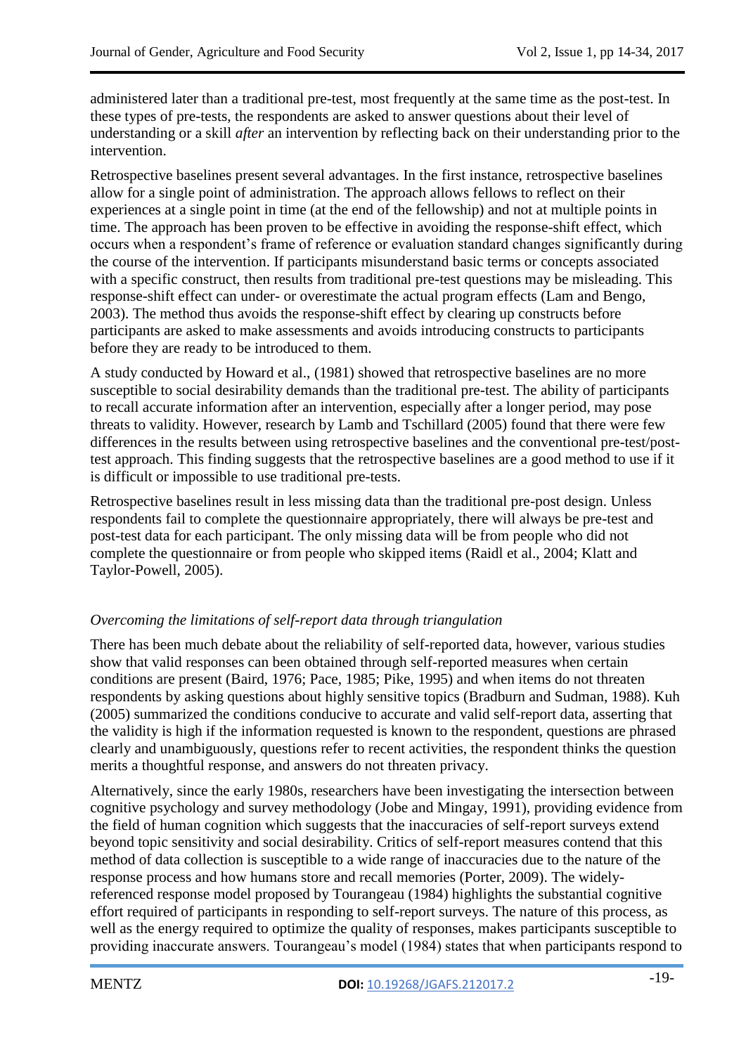administered later than a traditional pre-test, most frequently at the same time as the post-test. In these types of pre-tests, the respondents are asked to answer questions about their level of understanding or a skill *after* an intervention by reflecting back on their understanding prior to the intervention.

Retrospective baselines present several advantages. In the first instance, retrospective baselines allow for a single point of administration. The approach allows fellows to reflect on their experiences at a single point in time (at the end of the fellowship) and not at multiple points in time. The approach has been proven to be effective in avoiding the response-shift effect, which occurs when a respondent's frame of reference or evaluation standard changes significantly during the course of the intervention. If participants misunderstand basic terms or concepts associated with a specific construct, then results from traditional pre-test questions may be misleading. This response-shift effect can under- or overestimate the actual program effects (Lam and Bengo, 2003). The method thus avoids the response-shift effect by clearing up constructs before participants are asked to make assessments and avoids introducing constructs to participants before they are ready to be introduced to them.

A study conducted by Howard et al., (1981) showed that retrospective baselines are no more susceptible to social desirability demands than the traditional pre-test. The ability of participants to recall accurate information after an intervention, especially after a longer period, may pose threats to validity. However, research by Lamb and Tschillard (2005) found that there were few differences in the results between using retrospective baselines and the conventional pre-test/post-test approach. This finding suggests that the retrospective baselines are a good method to use if it is difficult or impossible to use traditional pre-tests.

Retrospective baselines result in less missing data than the traditional pre-post design. Unless respondents fail to complete the questionnaire appropriately, there will always be pre-test and post-test data for each participant. The only missing data will be from people who did not complete the questionnaire or from people who skipped items (Raidl et al., 2004; Klatt and Taylor-Powell, 2005).

*Overcoming the limitations of self-report data through triangulation*

There has been much debate about the reliability of self-reported data, however, various studies show that valid responses can been obtained through self-reported measures when certain conditions are present (Baird, 1976; Pace, 1985; Pike, 1995) and when items do not threaten respondents by asking questions about highly sensitive topics (Bradburn and Sudman, 1988). Kuh (2005) summarized the conditions conducive to accurate and valid self-report data, asserting that the validity is high if the information requested is known to the respondent, questions are phrased clearly and unambiguously, questions refer to recent activities, the respondent thinks the question merits a thoughtful response, and answers do not threaten privacy.

Alternatively, since the early 1980s, researchers have been investigating the intersection between cognitive psychology and survey methodology (Jobe and Mingay, 1991), providing evidence from the field of human cognition which suggests that the inaccuracies of self-report surveys extend beyond topic sensitivity and social desirability. Critics of self-report measures contend that this method of data collection is susceptible to a wide range of inaccuracies due to the nature of the response process and how humans store and recall memories (Porter, 2009). The widely-referenced response model proposed by Tourangeau (1984) highlights the substantial cognitive effort required of participants in responding to self-report surveys. The nature of this process, as well as the energy required to optimize the quality of responses, makes participants susceptible to providing inaccurate answers. Tourangeau's model (1984) states that when participants respond to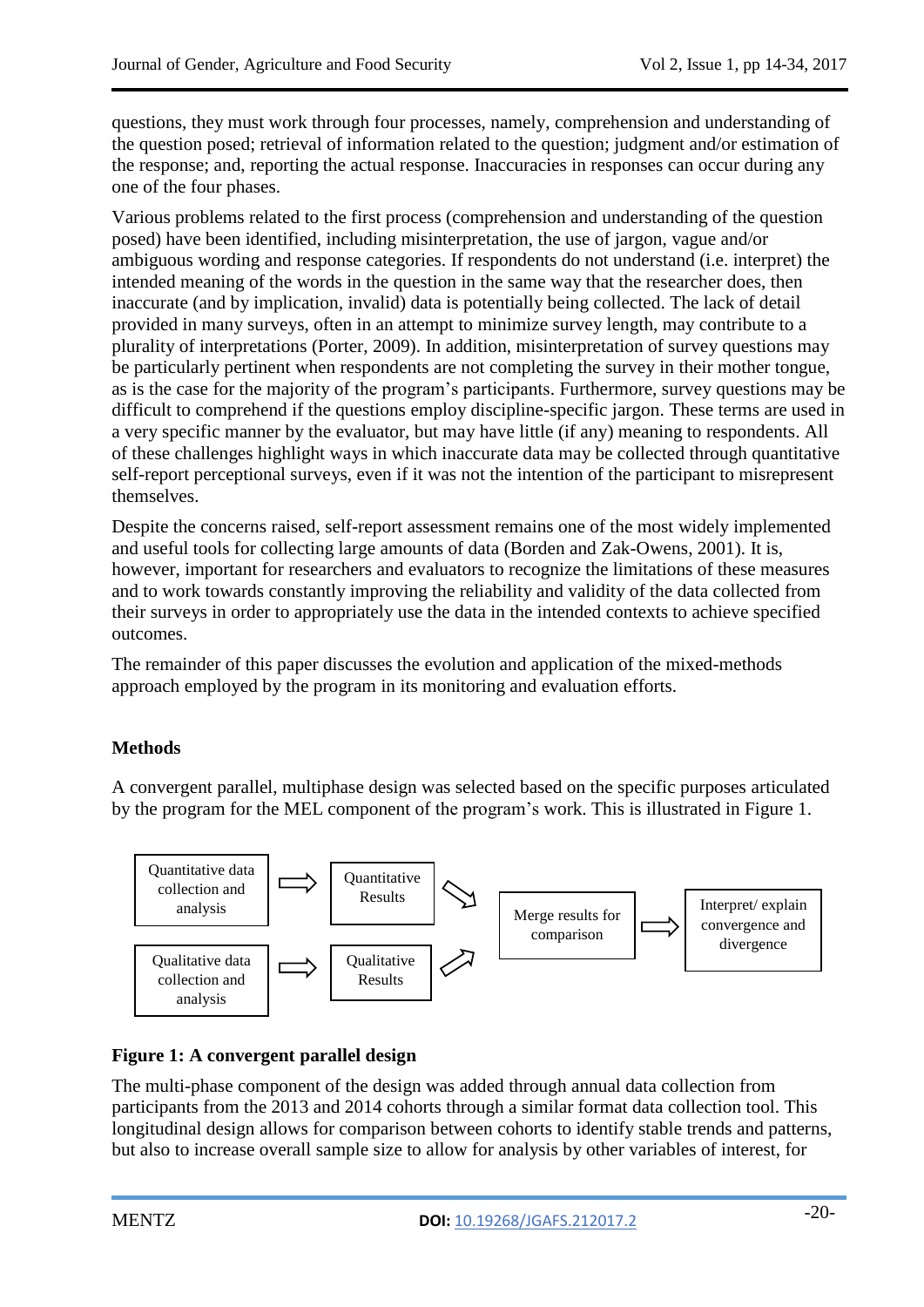questions, they must work through four processes, namely, comprehension and understanding of the question posed; retrieval of information related to the question; judgment and/or estimation of the response; and, reporting the actual response. Inaccuracies in responses can occur during any one of the four phases.

Various problems related to the first process (comprehension and understanding of the question posed) have been identified, including misinterpretation, the use of jargon, vague and/or ambiguous wording and response categories. If respondents do not understand (i.e. interpret) the intended meaning of the words in the question in the same way that the researcher does, then inaccurate (and by implication, invalid) data is potentially being collected. The lack of detail provided in many surveys, often in an attempt to minimize survey length, may contribute to a plurality of interpretations (Porter, 2009). In addition, misinterpretation of survey questions may be particularly pertinent when respondents are not completing the survey in their mother tongue, as is the case for the majority of the program's participants. Furthermore, survey questions may be difficult to comprehend if the questions employ discipline-specific jargon. These terms are used in a very specific manner by the evaluator, but may have little (if any) meaning to respondents. All of these challenges highlight ways in which inaccurate data may be collected through quantitative self-report perceptional surveys, even if it was not the intention of the participant to misrepresent themselves.

Despite the concerns raised, self-report assessment remains one of the most widely implemented and useful tools for collecting large amounts of data (Borden and Zak-Owens, 2001). It is, however, important for researchers and evaluators to recognize the limitations of these measures and to work towards constantly improving the reliability and validity of the data collected from their surveys in order to appropriately use the data in the intended contexts to achieve specified outcomes.

The remainder of this paper discusses the evolution and application of the mixed-methods approach employed by the program in its monitoring and evaluation efforts.

## Methods

A convergent parallel, multiphase design was selected based on the specific purposes articulated by the program for the MEL component of the program's work. This is illustrated in Figure 1.

Quantitative data collection and analysis → Quantitative Results → Merge results for comparison → Interpret/ explain convergence and divergence

Qualitative data collection and analysis → Qualitative Results → Merge results for comparison

**Figure 1: A convergent parallel design**

The multi-phase component of the design was added through annual data collection from participants from the 2013 and 2014 cohorts through a similar format data collection tool. This longitudinal design allows for comparison between cohorts to identify stable trends and patterns, but also to increase overall sample size to allow for analysis by other variables of interest, for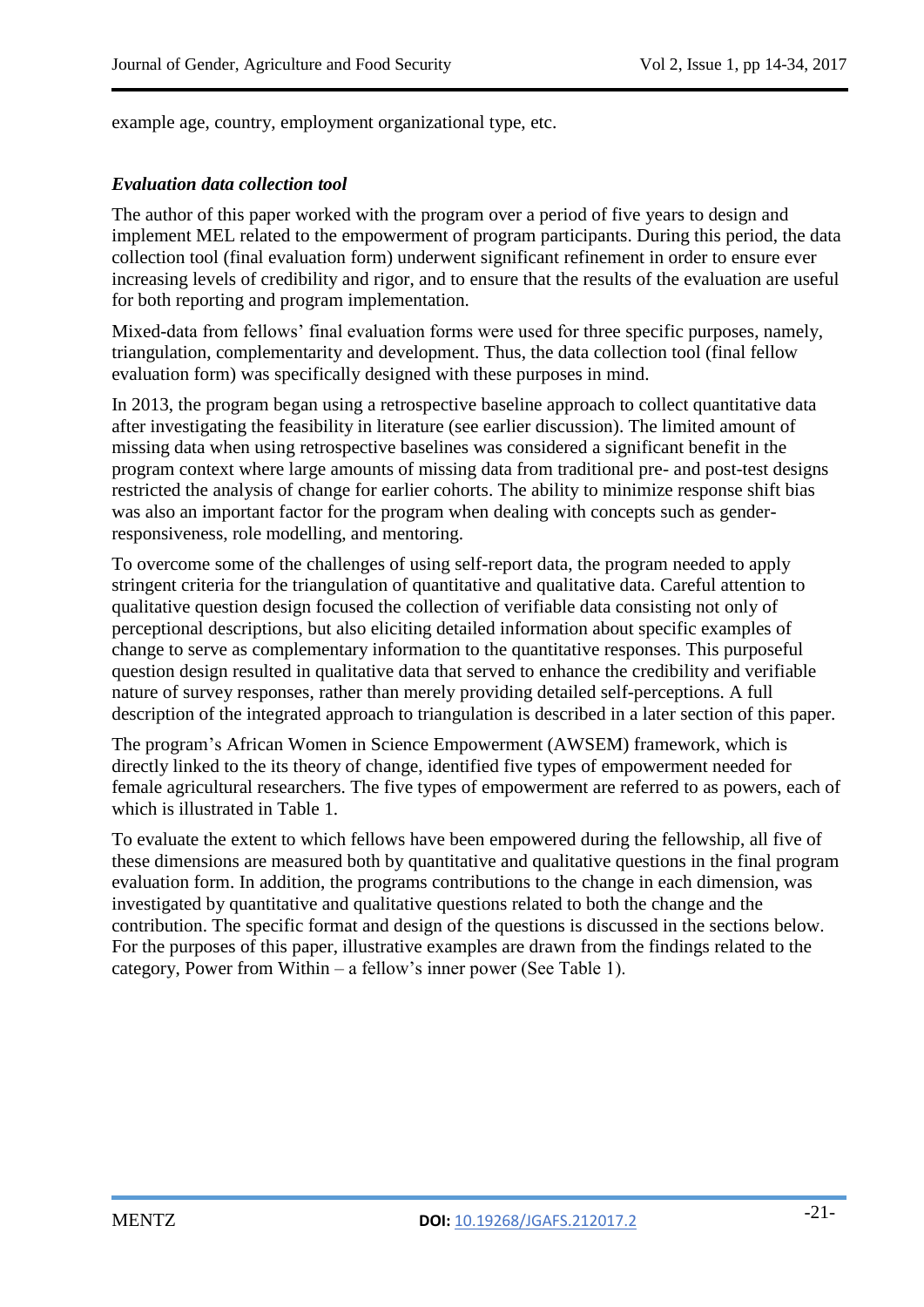example age, country, employment organizational type, etc.

### *Evaluation data collection tool*

The author of this paper worked with the program over a period of five years to design and implement MEL related to the empowerment of program participants. During this period, the data collection tool (final evaluation form) underwent significant refinement in order to ensure ever increasing levels of credibility and rigor, and to ensure that the results of the evaluation are useful for both reporting and program implementation.

Mixed-data from fellows' final evaluation forms were used for three specific purposes, namely, triangulation, complementarity and development. Thus, the data collection tool (final fellow evaluation form) was specifically designed with these purposes in mind.

In 2013, the program began using a retrospective baseline approach to collect quantitative data after investigating the feasibility in literature (see earlier discussion). The limited amount of missing data when using retrospective baselines was considered a significant benefit in the program context where large amounts of missing data from traditional pre- and post-test designs restricted the analysis of change for earlier cohorts. The ability to minimize response shift bias was also an important factor for the program when dealing with concepts such as gender-responsiveness, role modelling, and mentoring.

To overcome some of the challenges of using self-report data, the program needed to apply stringent criteria for the triangulation of quantitative and qualitative data. Careful attention to qualitative question design focused the collection of verifiable data consisting not only of perceptional descriptions, but also eliciting detailed information about specific examples of change to serve as complementary information to the quantitative responses. This purposeful question design resulted in qualitative data that served to enhance the credibility and verifiable nature of survey responses, rather than merely providing detailed self-perceptions. A full description of the integrated approach to triangulation is described in a later section of this paper.

The program's African Women in Science Empowerment (AWSEM) framework, which is directly linked to the its theory of change, identified five types of empowerment needed for female agricultural researchers. The five types of empowerment are referred to as powers, each of which is illustrated in Table 1.

To evaluate the extent to which fellows have been empowered during the fellowship, all five of these dimensions are measured both by quantitative and qualitative questions in the final program evaluation form. In addition, the programs contributions to the change in each dimension, was investigated by quantitative and qualitative questions related to both the change and the contribution. The specific format and design of the questions is discussed in the sections below. For the purposes of this paper, illustrative examples are drawn from the findings related to the category, Power from Within – a fellow's inner power (See Table 1).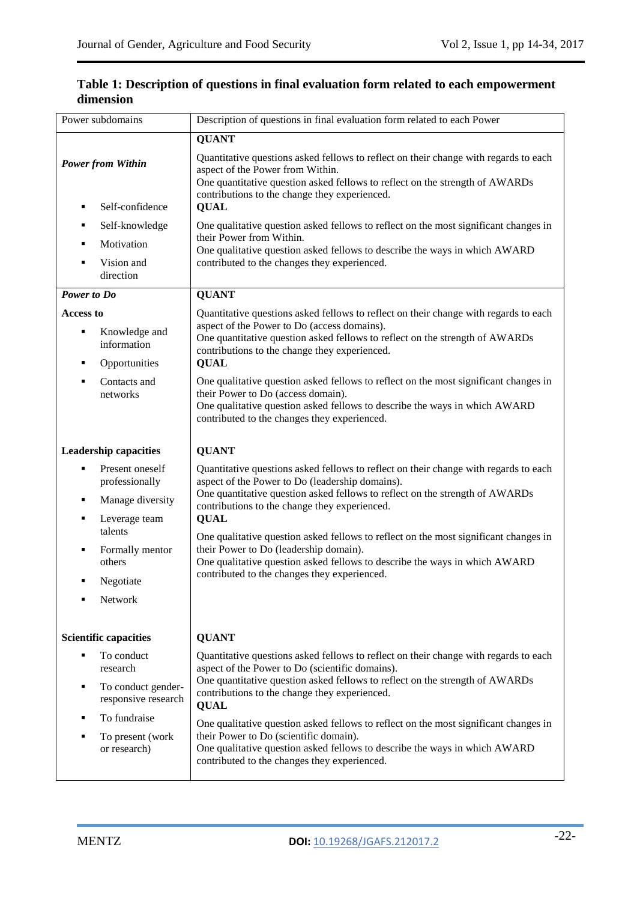**Table 1: Description of questions in final evaluation form related to each empowerment dimension**

| Power subdomains | Description of questions in final evaluation form related to each Power |
|---|---|
| ***Power from Within***<br>▪ Self-confidence<br>▪ Self-knowledge<br>▪ Motivation<br>▪ Vision and direction | **QUANT**<br>Quantitative questions asked fellows to reflect on their change with regards to each aspect of the Power from Within.<br>One quantitative question asked fellows to reflect on the strength of AWARDs contributions to the change they experienced.<br>**QUAL**<br>One qualitative question asked fellows to reflect on the most significant changes in their Power from Within.<br>One qualitative question asked fellows to describe the ways in which AWARD contributed to the changes they experienced. |
| ***Power to Do***<br>**Access to**<br>▪ Knowledge and information<br>▪ Opportunities<br>▪ Contacts and networks | **QUANT**<br>Quantitative questions asked fellows to reflect on their change with regards to each aspect of the Power to Do (access domains).<br>One quantitative question asked fellows to reflect on the strength of AWARDs contributions to the change they experienced.<br>**QUAL**<br>One qualitative question asked fellows to reflect on the most significant changes in their Power to Do (access domain).<br>One qualitative question asked fellows to describe the ways in which AWARD contributed to the changes they experienced. |
| **Leadership capacities**<br>▪ Present oneself professionally<br>▪ Manage diversity<br>▪ Leverage team talents<br>▪ Formally mentor others<br>▪ Negotiate<br>▪ Network | **QUANT**<br>Quantitative questions asked fellows to reflect on their change with regards to each aspect of the Power to Do (leadership domains).<br>One quantitative question asked fellows to reflect on the strength of AWARDs contributions to the change they experienced.<br>**QUAL**<br>One qualitative question asked fellows to reflect on the most significant changes in their Power to Do (leadership domain).<br>One qualitative question asked fellows to describe the ways in which AWARD contributed to the changes they experienced. |
| **Scientific capacities**<br>▪ To conduct research<br>▪ To conduct gender-responsive research<br>▪ To fundraise<br>▪ To present (work or research) | **QUANT**<br>Quantitative questions asked fellows to reflect on their change with regards to each aspect of the Power to Do (scientific domains).<br>One quantitative question asked fellows to reflect on the strength of AWARDs contributions to the change they experienced.<br>**QUAL**<br>One qualitative question asked fellows to reflect on the most significant changes in their Power to Do (scientific domain).<br>One qualitative question asked fellows to describe the ways in which AWARD contributed to the changes they experienced. |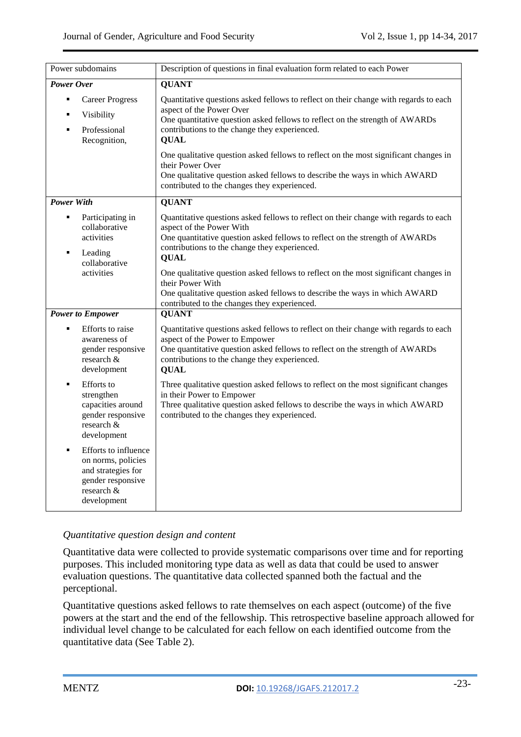| Power subdomains | Description of questions in final evaluation form related to each Power |
|---|---|
| ***Power Over*** <br>▪ Career Progress <br>▪ Visibility <br>▪ Professional Recognition, | **QUANT** <br>Quantitative questions asked fellows to reflect on their change with regards to each aspect of the Power Over <br>One quantitative question asked fellows to reflect on the strength of AWARDs contributions to the change they experienced. <br>**QUAL** <br>One qualitative question asked fellows to reflect on the most significant changes in their Power Over <br>One qualitative question asked fellows to describe the ways in which AWARD contributed to the changes they experienced. |
| ***Power With*** <br>▪ Participating in collaborative activities <br>▪ Leading collaborative activities | **QUANT** <br>Quantitative questions asked fellows to reflect on their change with regards to each aspect of the Power With <br>One quantitative question asked fellows to reflect on the strength of AWARDs contributions to the change they experienced. <br>**QUAL** <br>One qualitative question asked fellows to reflect on the most significant changes in their Power With <br>One qualitative question asked fellows to describe the ways in which AWARD contributed to the changes they experienced. |
| ***Power to Empower*** <br>▪ Efforts to raise awareness of gender responsive research & development <br>▪ Efforts to strengthen capacities around gender responsive research & development <br>▪ Efforts to influence on norms, policies and strategies for gender responsive research & development | **QUANT** <br>Quantitative questions asked fellows to reflect on their change with regards to each aspect of the Power to Empower <br>One quantitative question asked fellows to reflect on the strength of AWARDs contributions to the change they experienced. <br>**QUAL** <br>Three qualitative question asked fellows to reflect on the most significant changes in their Power to Empower <br>Three qualitative question asked fellows to describe the ways in which AWARD contributed to the changes they experienced. |

*Quantitative question design and content*

Quantitative data were collected to provide systematic comparisons over time and for reporting purposes. This included monitoring type data as well as data that could be used to answer evaluation questions. The quantitative data collected spanned both the factual and the perceptional.

Quantitative questions asked fellows to rate themselves on each aspect (outcome) of the five powers at the start and the end of the fellowship. This retrospective baseline approach allowed for individual level change to be calculated for each fellow on each identified outcome from the quantitative data (See Table 2).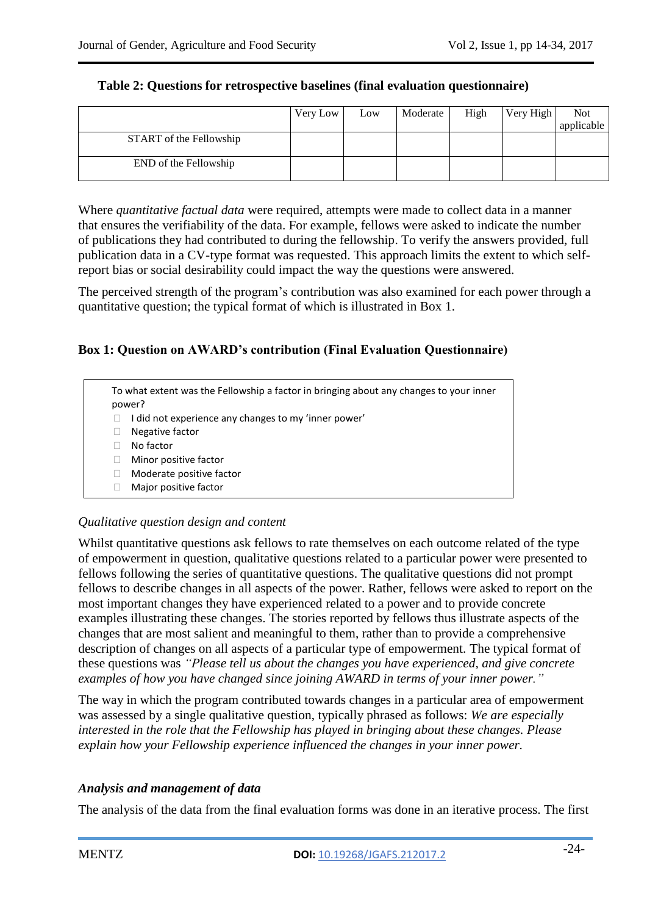**Table 2: Questions for retrospective baselines (final evaluation questionnaire)**

| | Very Low | Low | Moderate | High | Very High | Not applicable |
|---|---|---|---|---|---|---|
| START of the Fellowship | | | | | | |
| END of the Fellowship | | | | | | |

Where *quantitative factual data* were required, attempts were made to collect data in a manner that ensures the verifiability of the data. For example, fellows were asked to indicate the number of publications they had contributed to during the fellowship. To verify the answers provided, full publication data in a CV-type format was requested. This approach limits the extent to which self-report bias or social desirability could impact the way the questions were answered.

The perceived strength of the program's contribution was also examined for each power through a quantitative question; the typical format of which is illustrated in Box 1.

**Box 1: Question on AWARD's contribution (Final Evaluation Questionnaire)**

To what extent was the Fellowship a factor in bringing about any changes to your inner power?

- ☐ I did not experience any changes to my 'inner power'
- ☐ Negative factor
- ☐ No factor
- ☐ Minor positive factor
- ☐ Moderate positive factor
- ☐ Major positive factor

*Qualitative question design and content*

Whilst quantitative questions ask fellows to rate themselves on each outcome related of the type of empowerment in question, qualitative questions related to a particular power were presented to fellows following the series of quantitative questions. The qualitative questions did not prompt fellows to describe changes in all aspects of the power. Rather, fellows were asked to report on the most important changes they have experienced related to a power and to provide concrete examples illustrating these changes. The stories reported by fellows thus illustrate aspects of the changes that are most salient and meaningful to them, rather than to provide a comprehensive description of changes on all aspects of a particular type of empowerment. The typical format of these questions was *"Please tell us about the changes you have experienced, and give concrete examples of how you have changed since joining AWARD in terms of your inner power."*

The way in which the program contributed towards changes in a particular area of empowerment was assessed by a single qualitative question, typically phrased as follows: *We are especially interested in the role that the Fellowship has played in bringing about these changes. Please explain how your Fellowship experience influenced the changes in your inner power.*

***Analysis and management of data***

The analysis of the data from the final evaluation forms was done in an iterative process. The first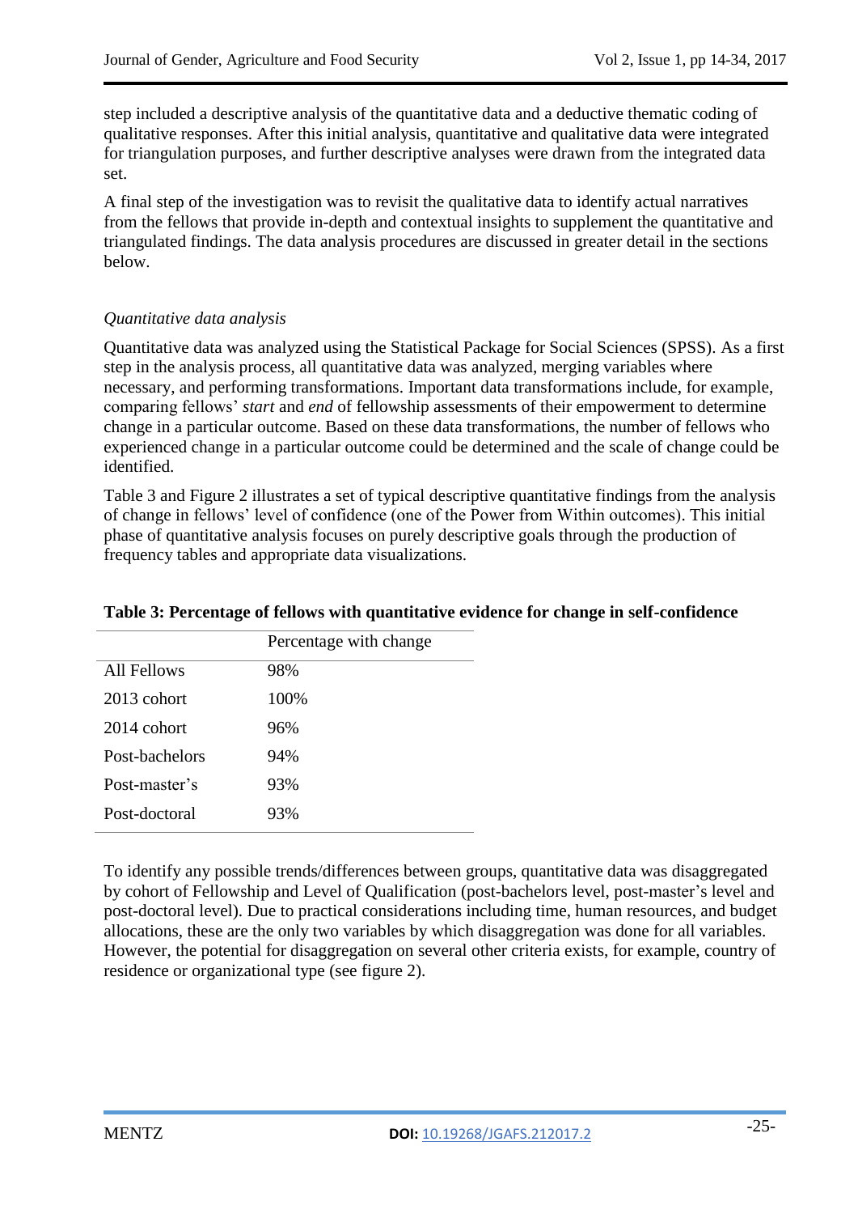step included a descriptive analysis of the quantitative data and a deductive thematic coding of qualitative responses. After this initial analysis, quantitative and qualitative data were integrated for triangulation purposes, and further descriptive analyses were drawn from the integrated data set.

A final step of the investigation was to revisit the qualitative data to identify actual narratives from the fellows that provide in-depth and contextual insights to supplement the quantitative and triangulated findings. The data analysis procedures are discussed in greater detail in the sections below.

### *Quantitative data analysis*

Quantitative data was analyzed using the Statistical Package for Social Sciences (SPSS). As a first step in the analysis process, all quantitative data was analyzed, merging variables where necessary, and performing transformations. Important data transformations include, for example, comparing fellows' *start* and *end* of fellowship assessments of their empowerment to determine change in a particular outcome. Based on these data transformations, the number of fellows who experienced change in a particular outcome could be determined and the scale of change could be identified.

Table 3 and Figure 2 illustrates a set of typical descriptive quantitative findings from the analysis of change in fellows' level of confidence (one of the Power from Within outcomes). This initial phase of quantitative analysis focuses on purely descriptive goals through the production of frequency tables and appropriate data visualizations.

**Table 3: Percentage of fellows with quantitative evidence for change in self-confidence**

| | Percentage with change |
|---|---|
| All Fellows | 98% |
| 2013 cohort | 100% |
| 2014 cohort | 96% |
| Post-bachelors | 94% |
| Post-master's | 93% |
| Post-doctoral | 93% |

To identify any possible trends/differences between groups, quantitative data was disaggregated by cohort of Fellowship and Level of Qualification (post-bachelors level, post-master's level and post-doctoral level). Due to practical considerations including time, human resources, and budget allocations, these are the only two variables by which disaggregation was done for all variables. However, the potential for disaggregation on several other criteria exists, for example, country of residence or organizational type (see figure 2).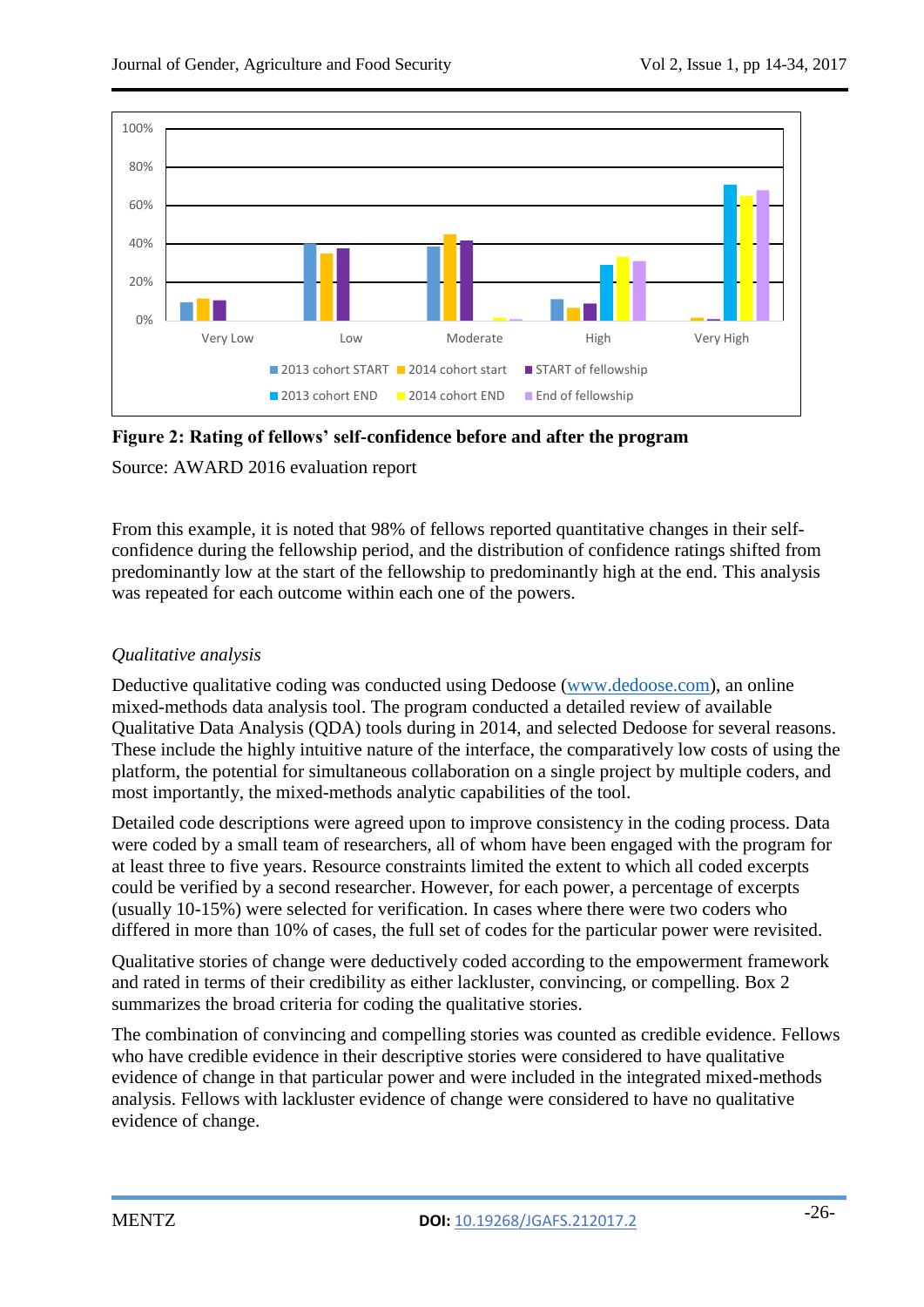**Figure 2: Rating of fellows' self-confidence before and after the program**

Source: AWARD 2016 evaluation report

From this example, it is noted that 98% of fellows reported quantitative changes in their self-confidence during the fellowship period, and the distribution of confidence ratings shifted from predominantly low at the start of the fellowship to predominantly high at the end. This analysis was repeated for each outcome within each one of the powers.

*Qualitative analysis*

Deductive qualitative coding was conducted using Dedoose (www.dedoose.com), an online mixed-methods data analysis tool. The program conducted a detailed review of available Qualitative Data Analysis (QDA) tools during in 2014, and selected Dedoose for several reasons. These include the highly intuitive nature of the interface, the comparatively low costs of using the platform, the potential for simultaneous collaboration on a single project by multiple coders, and most importantly, the mixed-methods analytic capabilities of the tool.

Detailed code descriptions were agreed upon to improve consistency in the coding process. Data were coded by a small team of researchers, all of whom have been engaged with the program for at least three to five years. Resource constraints limited the extent to which all coded excerpts could be verified by a second researcher. However, for each power, a percentage of excerpts (usually 10-15%) were selected for verification. In cases where there were two coders who differed in more than 10% of cases, the full set of codes for the particular power were revisited.

Qualitative stories of change were deductively coded according to the empowerment framework and rated in terms of their credibility as either lackluster, convincing, or compelling. Box 2 summarizes the broad criteria for coding the qualitative stories.

The combination of convincing and compelling stories was counted as credible evidence. Fellows who have credible evidence in their descriptive stories were considered to have qualitative evidence of change in that particular power and were included in the integrated mixed-methods analysis. Fellows with lackluster evidence of change were considered to have no qualitative evidence of change.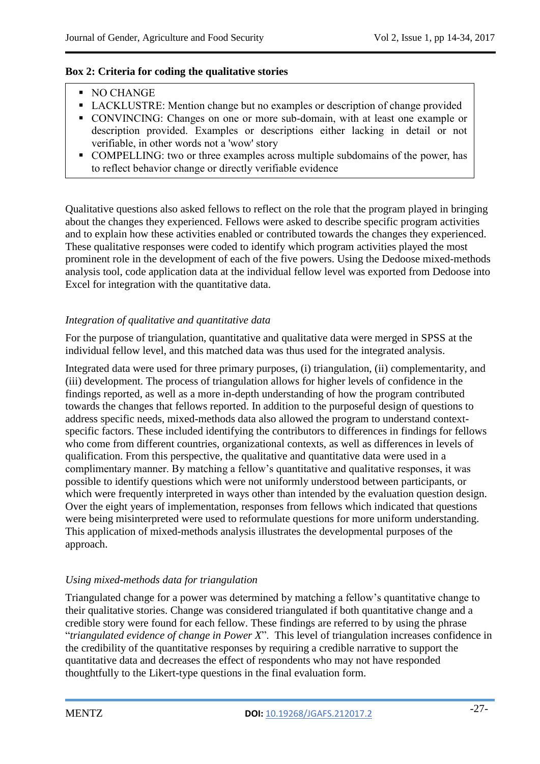**Box 2: Criteria for coding the qualitative stories**

- NO CHANGE
- LACKLUSTRE: Mention change but no examples or description of change provided
- CONVINCING: Changes on one or more sub-domain, with at least one example or description provided. Examples or descriptions either lacking in detail or not verifiable, in other words not a 'wow' story
- COMPELLING: two or three examples across multiple subdomains of the power, has to reflect behavior change or directly verifiable evidence

Qualitative questions also asked fellows to reflect on the role that the program played in bringing about the changes they experienced. Fellows were asked to describe specific program activities and to explain how these activities enabled or contributed towards the changes they experienced. These qualitative responses were coded to identify which program activities played the most prominent role in the development of each of the five powers. Using the Dedoose mixed-methods analysis tool, code application data at the individual fellow level was exported from Dedoose into Excel for integration with the quantitative data.

*Integration of qualitative and quantitative data*

For the purpose of triangulation, quantitative and qualitative data were merged in SPSS at the individual fellow level, and this matched data was thus used for the integrated analysis.

Integrated data were used for three primary purposes, (i) triangulation, (ii) complementarity, and (iii) development. The process of triangulation allows for higher levels of confidence in the findings reported, as well as a more in-depth understanding of how the program contributed towards the changes that fellows reported. In addition to the purposeful design of questions to address specific needs, mixed-methods data also allowed the program to understand context-specific factors. These included identifying the contributors to differences in findings for fellows who come from different countries, organizational contexts, as well as differences in levels of qualification. From this perspective, the qualitative and quantitative data were used in a complimentary manner. By matching a fellow's quantitative and qualitative responses, it was possible to identify questions which were not uniformly understood between participants, or which were frequently interpreted in ways other than intended by the evaluation question design. Over the eight years of implementation, responses from fellows which indicated that questions were being misinterpreted were used to reformulate questions for more uniform understanding. This application of mixed-methods analysis illustrates the developmental purposes of the approach.

*Using mixed-methods data for triangulation*

Triangulated change for a power was determined by matching a fellow's quantitative change to their qualitative stories. Change was considered triangulated if both quantitative change and a credible story were found for each fellow. These findings are referred to by using the phrase "*triangulated evidence of change in Power X*". This level of triangulation increases confidence in the credibility of the quantitative responses by requiring a credible narrative to support the quantitative data and decreases the effect of respondents who may not have responded thoughtfully to the Likert-type questions in the final evaluation form.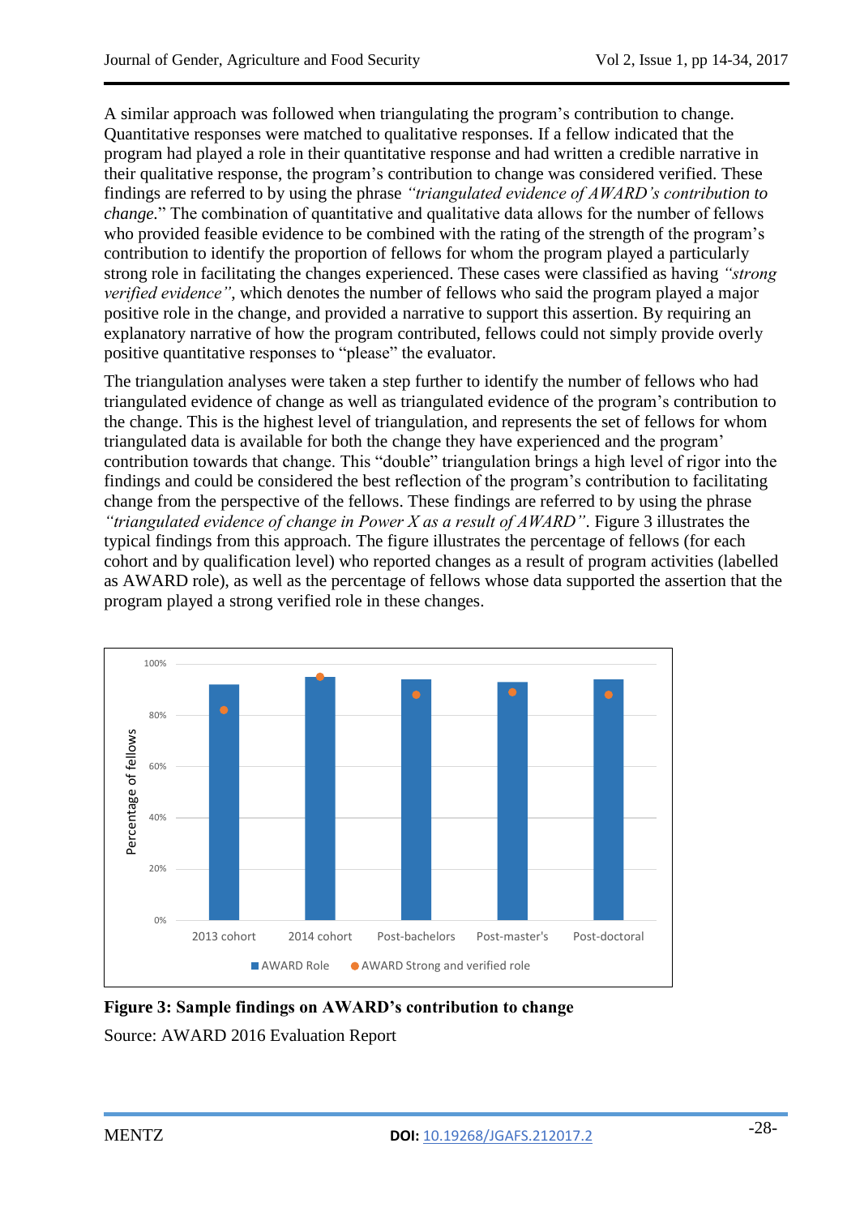A similar approach was followed when triangulating the program's contribution to change. Quantitative responses were matched to qualitative responses. If a fellow indicated that the program had played a role in their quantitative response and had written a credible narrative in their qualitative response, the program's contribution to change was considered verified. These findings are referred to by using the phrase *"triangulated evidence of AWARD's contribution to change.*" The combination of quantitative and qualitative data allows for the number of fellows who provided feasible evidence to be combined with the rating of the strength of the program's contribution to identify the proportion of fellows for whom the program played a particularly strong role in facilitating the changes experienced. These cases were classified as having *"strong verified evidence"*, which denotes the number of fellows who said the program played a major positive role in the change, and provided a narrative to support this assertion. By requiring an explanatory narrative of how the program contributed, fellows could not simply provide overly positive quantitative responses to "please" the evaluator.

The triangulation analyses were taken a step further to identify the number of fellows who had triangulated evidence of change as well as triangulated evidence of the program's contribution to the change. This is the highest level of triangulation, and represents the set of fellows for whom triangulated data is available for both the change they have experienced and the program' contribution towards that change. This "double" triangulation brings a high level of rigor into the findings and could be considered the best reflection of the program's contribution to facilitating change from the perspective of the fellows. These findings are referred to by using the phrase *"triangulated evidence of change in Power X as a result of AWARD"*. Figure 3 illustrates the typical findings from this approach. The figure illustrates the percentage of fellows (for each cohort and by qualification level) who reported changes as a result of program activities (labelled as AWARD role), as well as the percentage of fellows whose data supported the assertion that the program played a strong verified role in these changes.

**Figure 3: Sample findings on AWARD's contribution to change**

Source: AWARD 2016 Evaluation Report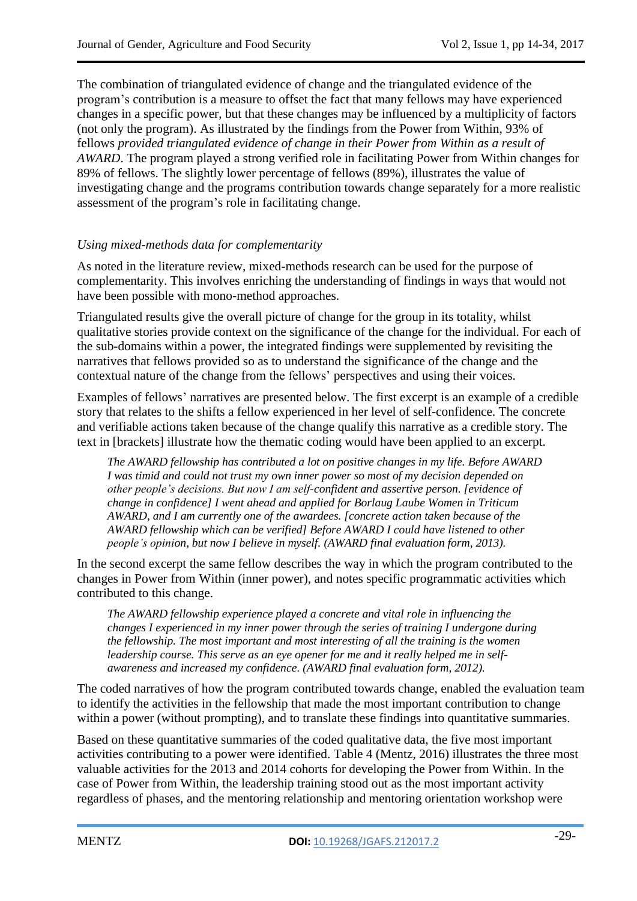The combination of triangulated evidence of change and the triangulated evidence of the program's contribution is a measure to offset the fact that many fellows may have experienced changes in a specific power, but that these changes may be influenced by a multiplicity of factors (not only the program). As illustrated by the findings from the Power from Within, 93% of fellows *provided triangulated evidence of change in their Power from Within as a result of AWARD*. The program played a strong verified role in facilitating Power from Within changes for 89% of fellows. The slightly lower percentage of fellows (89%), illustrates the value of investigating change and the programs contribution towards change separately for a more realistic assessment of the program's role in facilitating change.

*Using mixed-methods data for complementarity*

As noted in the literature review, mixed-methods research can be used for the purpose of complementarity. This involves enriching the understanding of findings in ways that would not have been possible with mono-method approaches.

Triangulated results give the overall picture of change for the group in its totality, whilst qualitative stories provide context on the significance of the change for the individual. For each of the sub-domains within a power, the integrated findings were supplemented by revisiting the narratives that fellows provided so as to understand the significance of the change and the contextual nature of the change from the fellows' perspectives and using their voices.

Examples of fellows' narratives are presented below. The first excerpt is an example of a credible story that relates to the shifts a fellow experienced in her level of self-confidence. The concrete and verifiable actions taken because of the change qualify this narrative as a credible story. The text in [brackets] illustrate how the thematic coding would have been applied to an excerpt.

> *The AWARD fellowship has contributed a lot on positive changes in my life. Before AWARD I was timid and could not trust my own inner power so most of my decision depended on other people's decisions. But now I am self-confident and assertive person. [evidence of change in confidence] I went ahead and applied for Borlaug Laube Women in Triticum AWARD, and I am currently one of the awardees. [concrete action taken because of the AWARD fellowship which can be verified] Before AWARD I could have listened to other people's opinion, but now I believe in myself. (AWARD final evaluation form, 2013).*

In the second excerpt the same fellow describes the way in which the program contributed to the changes in Power from Within (inner power), and notes specific programmatic activities which contributed to this change.

> *The AWARD fellowship experience played a concrete and vital role in influencing the changes I experienced in my inner power through the series of training I undergone during the fellowship. The most important and most interesting of all the training is the women leadership course. This serve as an eye opener for me and it really helped me in self-awareness and increased my confidence. (AWARD final evaluation form, 2012).*

The coded narratives of how the program contributed towards change, enabled the evaluation team to identify the activities in the fellowship that made the most important contribution to change within a power (without prompting), and to translate these findings into quantitative summaries.

Based on these quantitative summaries of the coded qualitative data, the five most important activities contributing to a power were identified. Table 4 (Mentz, 2016) illustrates the three most valuable activities for the 2013 and 2014 cohorts for developing the Power from Within. In the case of Power from Within, the leadership training stood out as the most important activity regardless of phases, and the mentoring relationship and mentoring orientation workshop were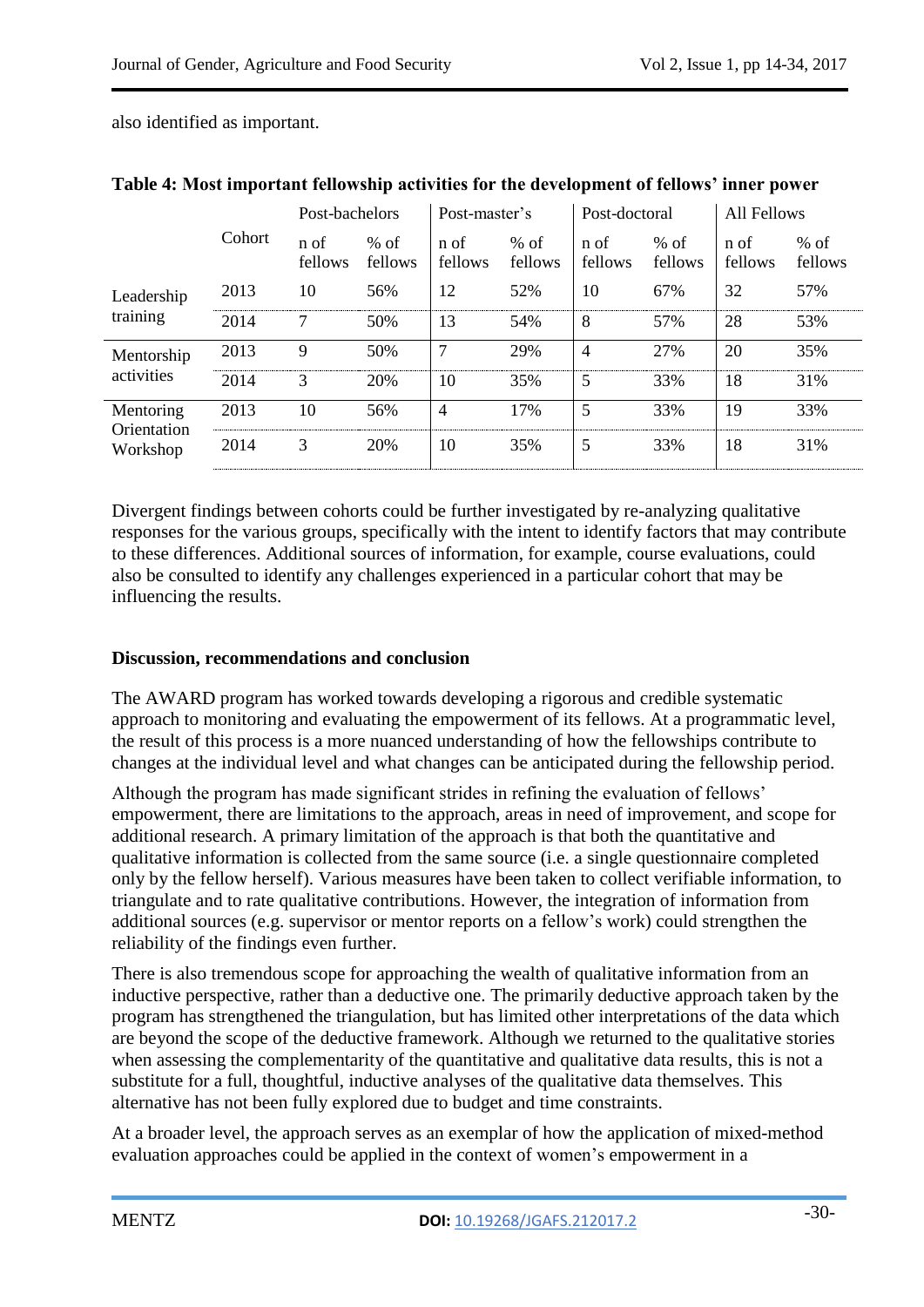also identified as important.

**Table 4: Most important fellowship activities for the development of fellows' inner power**

| | Cohort | Post-bachelors | | Post-master's | | Post-doctoral | | All Fellows | |
|---|---|---|---|---|---|---|---|---|---|
| | | n of fellows | % of fellows | n of fellows | % of fellows | n of fellows | % of fellows | n of fellows | % of fellows |
| Leadership training | 2013 | 10 | 56% | 12 | 52% | 10 | 67% | 32 | 57% |
| | 2014 | 7 | 50% | 13 | 54% | 8 | 57% | 28 | 53% |
| Mentorship activities | 2013 | 9 | 50% | 7 | 29% | 4 | 27% | 20 | 35% |
| | 2014 | 3 | 20% | 10 | 35% | 5 | 33% | 18 | 31% |
| Mentoring Orientation Workshop | 2013 | 10 | 56% | 4 | 17% | 5 | 33% | 19 | 33% |
| | 2014 | 3 | 20% | 10 | 35% | 5 | 33% | 18 | 31% |

Divergent findings between cohorts could be further investigated by re-analyzing qualitative responses for the various groups, specifically with the intent to identify factors that may contribute to these differences. Additional sources of information, for example, course evaluations, could also be consulted to identify any challenges experienced in a particular cohort that may be influencing the results.

## Discussion, recommendations and conclusion

The AWARD program has worked towards developing a rigorous and credible systematic approach to monitoring and evaluating the empowerment of its fellows. At a programmatic level, the result of this process is a more nuanced understanding of how the fellowships contribute to changes at the individual level and what changes can be anticipated during the fellowship period.

Although the program has made significant strides in refining the evaluation of fellows' empowerment, there are limitations to the approach, areas in need of improvement, and scope for additional research. A primary limitation of the approach is that both the quantitative and qualitative information is collected from the same source (i.e. a single questionnaire completed only by the fellow herself). Various measures have been taken to collect verifiable information, to triangulate and to rate qualitative contributions. However, the integration of information from additional sources (e.g. supervisor or mentor reports on a fellow's work) could strengthen the reliability of the findings even further.

There is also tremendous scope for approaching the wealth of qualitative information from an inductive perspective, rather than a deductive one. The primarily deductive approach taken by the program has strengthened the triangulation, but has limited other interpretations of the data which are beyond the scope of the deductive framework. Although we returned to the qualitative stories when assessing the complementarity of the quantitative and qualitative data results, this is not a substitute for a full, thoughtful, inductive analyses of the qualitative data themselves. This alternative has not been fully explored due to budget and time constraints.

At a broader level, the approach serves as an exemplar of how the application of mixed-method evaluation approaches could be applied in the context of women's empowerment in a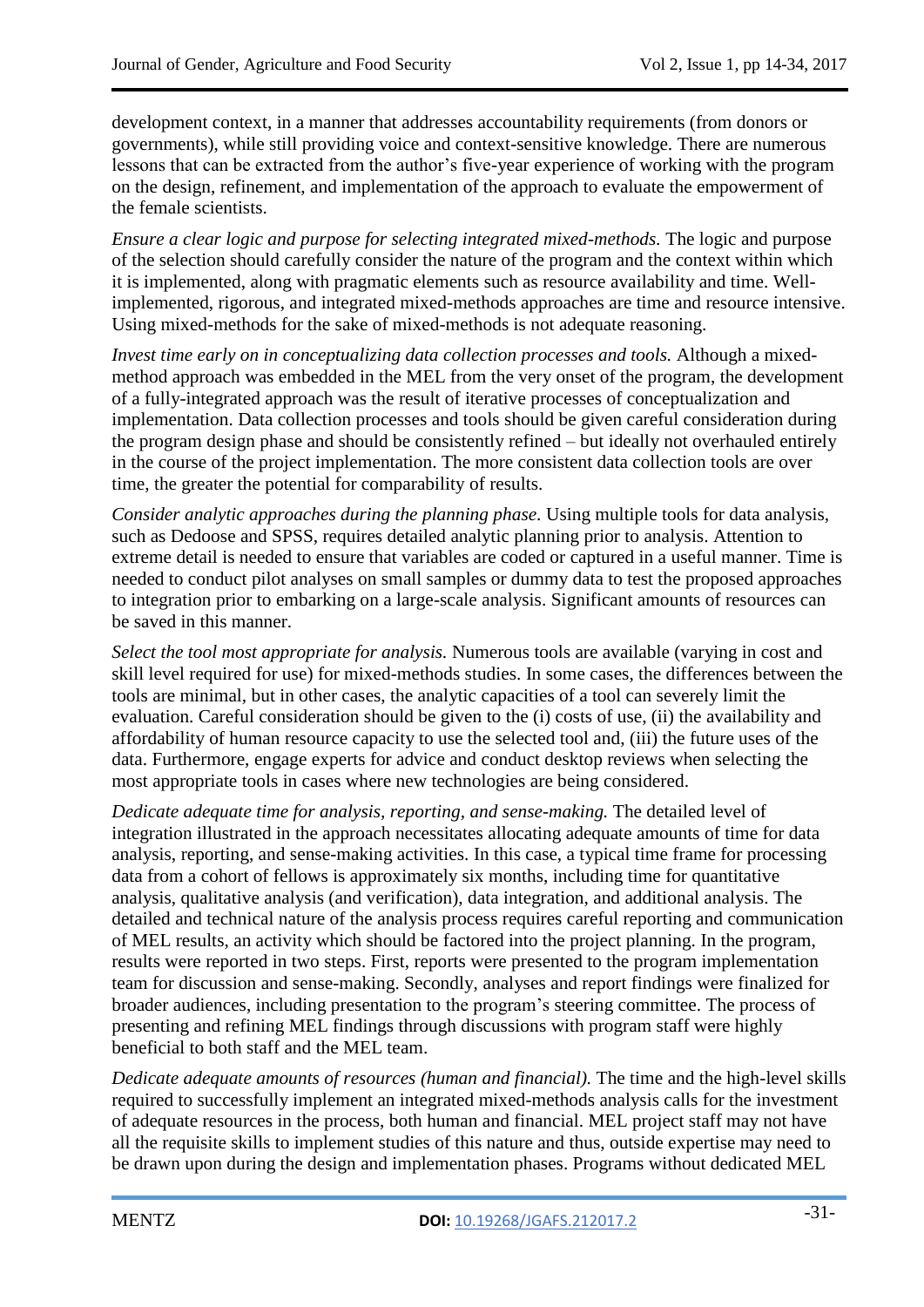development context, in a manner that addresses accountability requirements (from donors or governments), while still providing voice and context-sensitive knowledge. There are numerous lessons that can be extracted from the author's five-year experience of working with the program on the design, refinement, and implementation of the approach to evaluate the empowerment of the female scientists.

*Ensure a clear logic and purpose for selecting integrated mixed-methods.* The logic and purpose of the selection should carefully consider the nature of the program and the context within which it is implemented, along with pragmatic elements such as resource availability and time. Well-implemented, rigorous, and integrated mixed-methods approaches are time and resource intensive. Using mixed-methods for the sake of mixed-methods is not adequate reasoning.

*Invest time early on in conceptualizing data collection processes and tools.* Although a mixed-method approach was embedded in the MEL from the very onset of the program, the development of a fully-integrated approach was the result of iterative processes of conceptualization and implementation. Data collection processes and tools should be given careful consideration during the program design phase and should be consistently refined – but ideally not overhauled entirely in the course of the project implementation. The more consistent data collection tools are over time, the greater the potential for comparability of results.

*Consider analytic approaches during the planning phase.* Using multiple tools for data analysis, such as Dedoose and SPSS, requires detailed analytic planning prior to analysis. Attention to extreme detail is needed to ensure that variables are coded or captured in a useful manner. Time is needed to conduct pilot analyses on small samples or dummy data to test the proposed approaches to integration prior to embarking on a large-scale analysis. Significant amounts of resources can be saved in this manner.

*Select the tool most appropriate for analysis.* Numerous tools are available (varying in cost and skill level required for use) for mixed-methods studies. In some cases, the differences between the tools are minimal, but in other cases, the analytic capacities of a tool can severely limit the evaluation. Careful consideration should be given to the (i) costs of use, (ii) the availability and affordability of human resource capacity to use the selected tool and, (iii) the future uses of the data. Furthermore, engage experts for advice and conduct desktop reviews when selecting the most appropriate tools in cases where new technologies are being considered.

*Dedicate adequate time for analysis, reporting, and sense-making.* The detailed level of integration illustrated in the approach necessitates allocating adequate amounts of time for data analysis, reporting, and sense-making activities. In this case, a typical time frame for processing data from a cohort of fellows is approximately six months, including time for quantitative analysis, qualitative analysis (and verification), data integration, and additional analysis. The detailed and technical nature of the analysis process requires careful reporting and communication of MEL results, an activity which should be factored into the project planning. In the program, results were reported in two steps. First, reports were presented to the program implementation team for discussion and sense-making. Secondly, analyses and report findings were finalized for broader audiences, including presentation to the program's steering committee. The process of presenting and refining MEL findings through discussions with program staff were highly beneficial to both staff and the MEL team.

*Dedicate adequate amounts of resources (human and financial).* The time and the high-level skills required to successfully implement an integrated mixed-methods analysis calls for the investment of adequate resources in the process, both human and financial. MEL project staff may not have all the requisite skills to implement studies of this nature and thus, outside expertise may need to be drawn upon during the design and implementation phases. Programs without dedicated MEL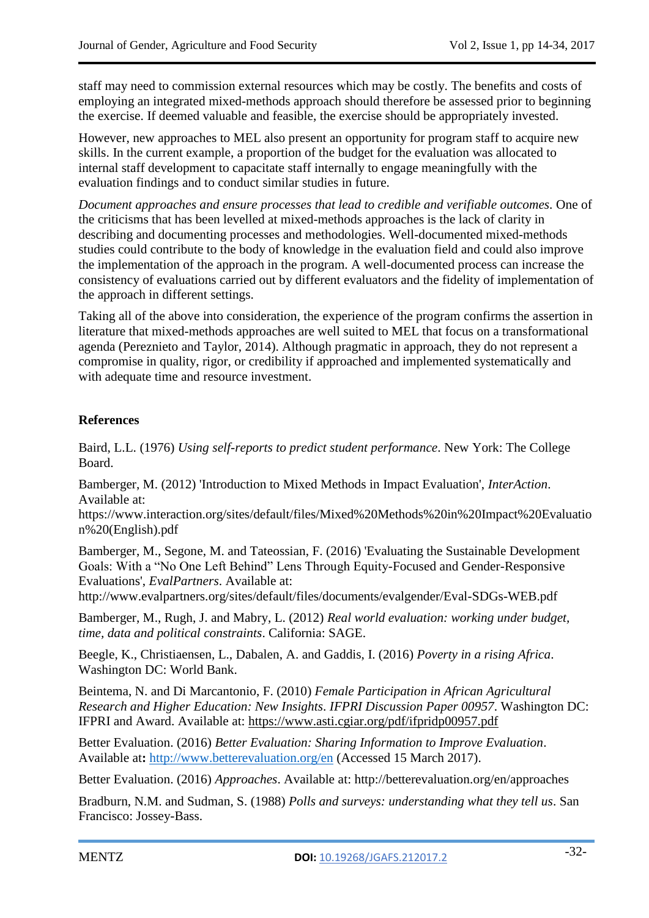staff may need to commission external resources which may be costly. The benefits and costs of employing an integrated mixed-methods approach should therefore be assessed prior to beginning the exercise. If deemed valuable and feasible, the exercise should be appropriately invested.

However, new approaches to MEL also present an opportunity for program staff to acquire new skills. In the current example, a proportion of the budget for the evaluation was allocated to internal staff development to capacitate staff internally to engage meaningfully with the evaluation findings and to conduct similar studies in future.

*Document approaches and ensure processes that lead to credible and verifiable outcomes*. One of the criticisms that has been levelled at mixed-methods approaches is the lack of clarity in describing and documenting processes and methodologies. Well-documented mixed-methods studies could contribute to the body of knowledge in the evaluation field and could also improve the implementation of the approach in the program. A well-documented process can increase the consistency of evaluations carried out by different evaluators and the fidelity of implementation of the approach in different settings.

Taking all of the above into consideration, the experience of the program confirms the assertion in literature that mixed-methods approaches are well suited to MEL that focus on a transformational agenda (Pereznieto and Taylor, 2014). Although pragmatic in approach, they do not represent a compromise in quality, rigor, or credibility if approached and implemented systematically and with adequate time and resource investment.

## References

Baird, L.L. (1976) *Using self-reports to predict student performance*. New York: The College Board.

Bamberger, M. (2012) 'Introduction to Mixed Methods in Impact Evaluation', *InterAction*. Available at: https://www.interaction.org/sites/default/files/Mixed%20Methods%20in%20Impact%20Evaluation%20(English).pdf

Bamberger, M., Segone, M. and Tateossian, F. (2016) 'Evaluating the Sustainable Development Goals: With a "No One Left Behind" Lens Through Equity-Focused and Gender-Responsive Evaluations', *EvalPartners*. Available at: http://www.evalpartners.org/sites/default/files/documents/evalgender/Eval-SDGs-WEB.pdf

Bamberger, M., Rugh, J. and Mabry, L. (2012) *Real world evaluation: working under budget, time, data and political constraints*. California: SAGE.

Beegle, K., Christiaensen, L., Dabalen, A. and Gaddis, I. (2016) *Poverty in a rising Africa*. Washington DC: World Bank.

Beintema, N. and Di Marcantonio, F. (2010) *Female Participation in African Agricultural Research and Higher Education: New Insights*. *IFPRI Discussion Paper 00957*. Washington DC: IFPRI and Award. Available at: https://www.asti.cgiar.org/pdf/ifpridp00957.pdf

Better Evaluation. (2016) *Better Evaluation: Sharing Information to Improve Evaluation*. Available at: http://www.betterevaluation.org/en (Accessed 15 March 2017).

Better Evaluation. (2016) *Approaches*. Available at: http://betterevaluation.org/en/approaches

Bradburn, N.M. and Sudman, S. (1988) *Polls and surveys: understanding what they tell us*. San Francisco: Jossey-Bass.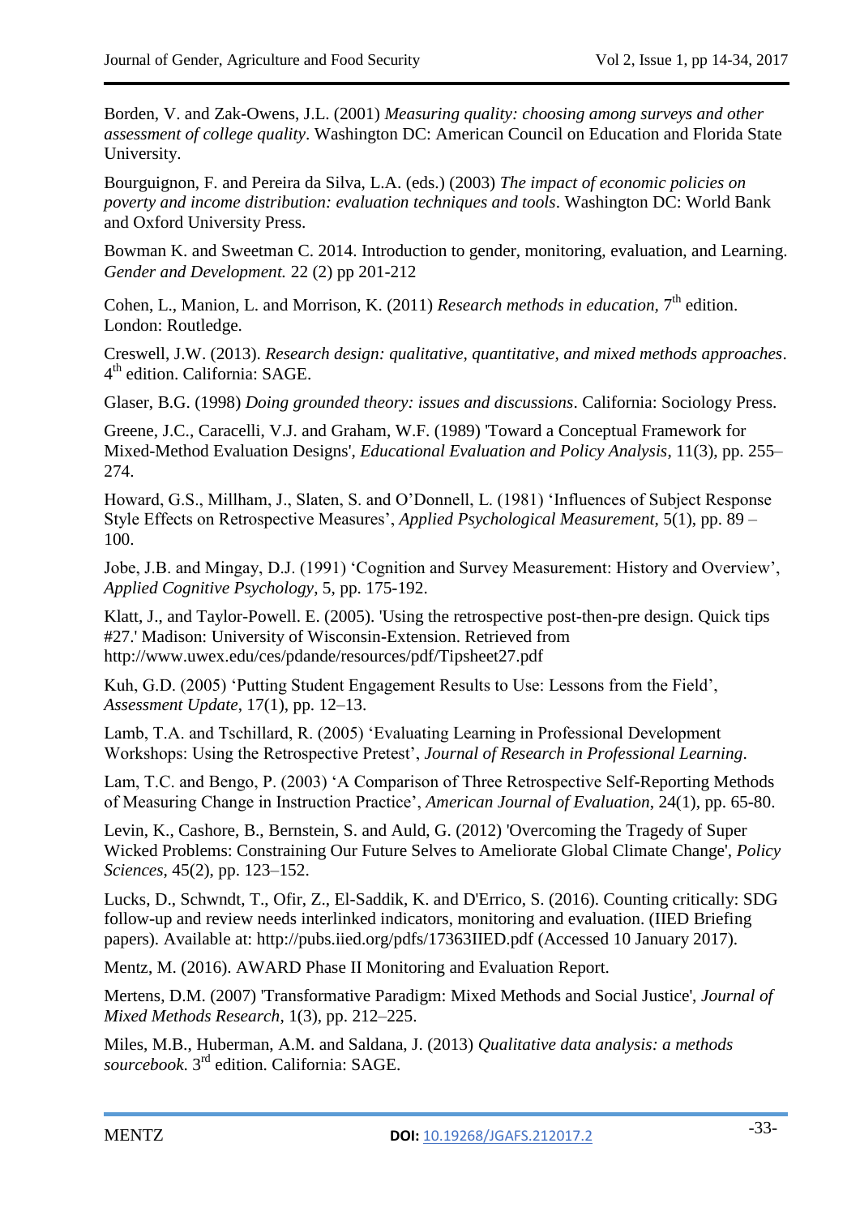Borden, V. and Zak-Owens, J.L. (2001) *Measuring quality: choosing among surveys and other assessment of college quality*. Washington DC: American Council on Education and Florida State University.

Bourguignon, F. and Pereira da Silva, L.A. (eds.) (2003) *The impact of economic policies on poverty and income distribution: evaluation techniques and tools*. Washington DC: World Bank and Oxford University Press.

Bowman K. and Sweetman C. 2014. Introduction to gender, monitoring, evaluation, and Learning. *Gender and Development.* 22 (2) pp 201-212

Cohen, L., Manion, L. and Morrison, K. (2011) *Research methods in education*, 7th edition. London: Routledge.

Creswell, J.W. (2013). *Research design: qualitative, quantitative, and mixed methods approaches*. 4th edition. California: SAGE.

Glaser, B.G. (1998) *Doing grounded theory: issues and discussions*. California: Sociology Press.

Greene, J.C., Caracelli, V.J. and Graham, W.F. (1989) 'Toward a Conceptual Framework for Mixed-Method Evaluation Designs', *Educational Evaluation and Policy Analysis*, 11(3), pp. 255–274.

Howard, G.S., Millham, J., Slaten, S. and O'Donnell, L. (1981) 'Influences of Subject Response Style Effects on Retrospective Measures', *Applied Psychological Measurement*, 5(1), pp. 89 – 100.

Jobe, J.B. and Mingay, D.J. (1991) 'Cognition and Survey Measurement: History and Overview', *Applied Cognitive Psychology*, 5, pp. 175-192.

Klatt, J., and Taylor-Powell. E. (2005). 'Using the retrospective post-then-pre design. Quick tips #27.' Madison: University of Wisconsin-Extension. Retrieved from http://www.uwex.edu/ces/pdande/resources/pdf/Tipsheet27.pdf

Kuh, G.D. (2005) 'Putting Student Engagement Results to Use: Lessons from the Field', *Assessment Update*, 17(1), pp. 12–13.

Lamb, T.A. and Tschillard, R. (2005) 'Evaluating Learning in Professional Development Workshops: Using the Retrospective Pretest', *Journal of Research in Professional Learning*.

Lam, T.C. and Bengo, P. (2003) 'A Comparison of Three Retrospective Self-Reporting Methods of Measuring Change in Instruction Practice', *American Journal of Evaluation*, 24(1), pp. 65-80.

Levin, K., Cashore, B., Bernstein, S. and Auld, G. (2012) 'Overcoming the Tragedy of Super Wicked Problems: Constraining Our Future Selves to Ameliorate Global Climate Change', *Policy Sciences*, 45(2), pp. 123–152.

Lucks, D., Schwndt, T., Ofir, Z., El-Saddik, K. and D'Errico, S. (2016). Counting critically: SDG follow-up and review needs interlinked indicators, monitoring and evaluation. (IIED Briefing papers). Available at: http://pubs.iied.org/pdfs/17363IIED.pdf (Accessed 10 January 2017).

Mentz, M. (2016). AWARD Phase II Monitoring and Evaluation Report.

Mertens, D.M. (2007) 'Transformative Paradigm: Mixed Methods and Social Justice', *Journal of Mixed Methods Research*, 1(3), pp. 212–225.

Miles, M.B., Huberman, A.M. and Saldana, J. (2013) *Qualitative data analysis: a methods sourcebook.* 3rd edition. California: SAGE.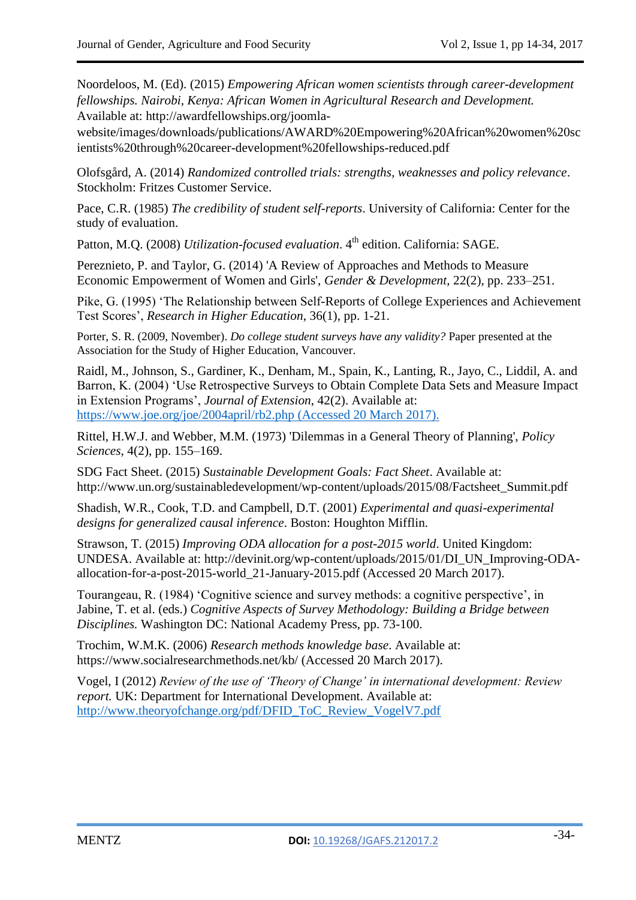Noordeloos, M. (Ed). (2015) *Empowering African women scientists through career-development fellowships. Nairobi, Kenya: African Women in Agricultural Research and Development.* Available at: http://awardfellowships.org/joomla-website/images/downloads/publications/AWARD%20Empowering%20African%20women%20scientists%20through%20career-development%20fellowships-reduced.pdf

Olofsgård, A. (2014) *Randomized controlled trials: strengths, weaknesses and policy relevance*. Stockholm: Fritzes Customer Service.

Pace, C.R. (1985) *The credibility of student self-reports*. University of California: Center for the study of evaluation.

Patton, M.Q. (2008) *Utilization-focused evaluation*. 4th edition. California: SAGE.

Pereznieto, P. and Taylor, G. (2014) 'A Review of Approaches and Methods to Measure Economic Empowerment of Women and Girls', *Gender & Development*, 22(2), pp. 233–251.

Pike, G. (1995) 'The Relationship between Self-Reports of College Experiences and Achievement Test Scores', *Research in Higher Education*, 36(1), pp. 1-21.

Porter, S. R. (2009, November). *Do college student surveys have any validity?* Paper presented at the Association for the Study of Higher Education, Vancouver.

Raidl, M., Johnson, S., Gardiner, K., Denham, M., Spain, K., Lanting, R., Jayo, C., Liddil, A. and Barron, K. (2004) 'Use Retrospective Surveys to Obtain Complete Data Sets and Measure Impact in Extension Programs', *Journal of Extension*, 42(2). Available at: https://www.joe.org/joe/2004april/rb2.php (Accessed 20 March 2017).

Rittel, H.W.J. and Webber, M.M. (1973) 'Dilemmas in a General Theory of Planning', *Policy Sciences*, 4(2), pp. 155–169.

SDG Fact Sheet. (2015) *Sustainable Development Goals: Fact Sheet*. Available at: http://www.un.org/sustainabledevelopment/wp-content/uploads/2015/08/Factsheet_Summit.pdf

Shadish, W.R., Cook, T.D. and Campbell, D.T. (2001) *Experimental and quasi-experimental designs for generalized causal inference*. Boston: Houghton Mifflin.

Strawson, T. (2015) *Improving ODA allocation for a post-2015 world*. United Kingdom: UNDESA. Available at: http://devinit.org/wp-content/uploads/2015/01/DI_UN_Improving-ODA-allocation-for-a-post-2015-world_21-January-2015.pdf (Accessed 20 March 2017).

Tourangeau, R. (1984) 'Cognitive science and survey methods: a cognitive perspective', in Jabine, T. et al. (eds.) *Cognitive Aspects of Survey Methodology: Building a Bridge between Disciplines.* Washington DC: National Academy Press, pp. 73-100.

Trochim, W.M.K. (2006) *Research methods knowledge base*. Available at: https://www.socialresearchmethods.net/kb/ (Accessed 20 March 2017).

Vogel, I (2012) *Review of the use of 'Theory of Change' in international development: Review report.* UK: Department for International Development. Available at: http://www.theoryofchange.org/pdf/DFID_ToC_Review_VogelV7.pdf